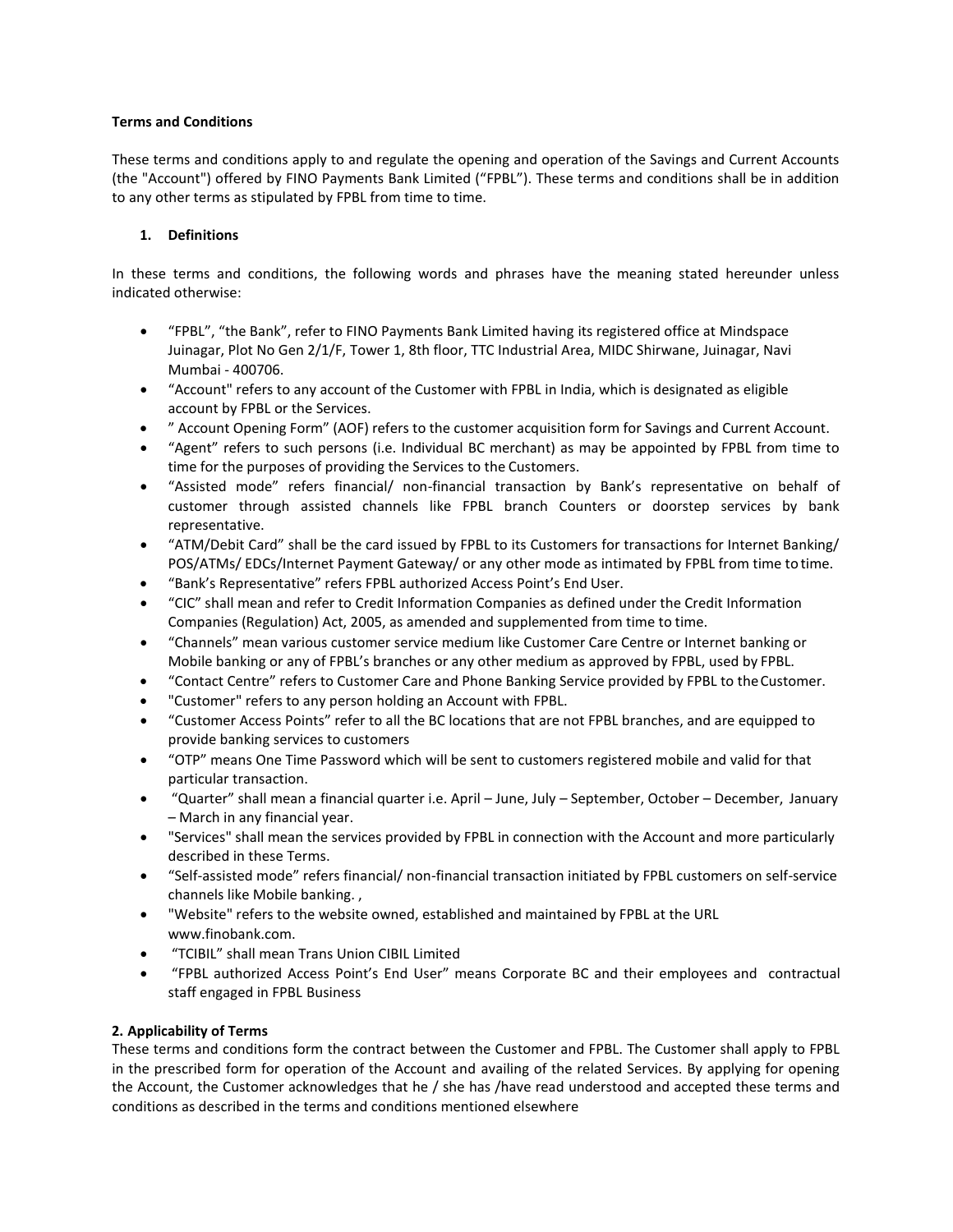**Terms and Conditions**

These terms and conditions apply to and regulate the opening and operation of the Savings and Current Accounts (the "Account") offered by FINO Payments Bank Limited ("FPBL"). These terms and conditions shall be in addition to any other terms as stipulated by FPBL from time to time.

1. **Definitions**

In these terms and conditions, the following words and phrases have the meaning stated hereunder unless indicated otherwise:

- "FPBL", "the Bank", refer to FINO Payments Bank Limited having its registered office at Mindspace Juinagar, Plot No Gen 2/1/F, Tower 1, 8th floor, TTC Industrial Area, MIDC Shirwane, Juinagar, Navi Mumbai - 400706.
- "Account" refers to any account of the Customer with FPBL in India, which is designated as eligible account by FPBL or the Services.
- " Account Opening Form" (AOF) refers to the customer acquisition form for Savings and Current Account.
- "Agent" refers to such persons (i.e. Individual BC merchant) as may be appointed by FPBL from time to time for the purposes of providing the Services to the Customers.
- "Assisted mode" refers financial/ non-financial transaction by Bank's representative on behalf of customer through assisted channels like FPBL branch Counters or doorstep services by bank representative.
- "ATM/Debit Card" shall be the card issued by FPBL to its Customers for transactions for Internet Banking/ POS/ATMs/ EDCs/Internet Payment Gateway/ or any other mode as intimated by FPBL from time to time.
- "Bank's Representative" refers FPBL authorized Access Point's End User.
- "CIC" shall mean and refer to Credit Information Companies as defined under the Credit Information Companies (Regulation) Act, 2005, as amended and supplemented from time to time.
- "Channels" mean various customer service medium like Customer Care Centre or Internet banking or Mobile banking or any of FPBL's branches or any other medium as approved by FPBL, used by FPBL.
- "Contact Centre" refers to Customer Care and Phone Banking Service provided by FPBL to the Customer.
- "Customer" refers to any person holding an Account with FPBL.
- "Customer Access Points" refer to all the BC locations that are not FPBL branches, and are equipped to provide banking services to customers
- "OTP" means One Time Password which will be sent to customers registered mobile and valid for that particular transaction.
- "Quarter" shall mean a financial quarter i.e. April – June, July – September, October – December, January – March in any financial year.
- "Services" shall mean the services provided by FPBL in connection with the Account and more particularly described in these Terms.
- "Self-assisted mode" refers financial/ non-financial transaction initiated by FPBL customers on self-service channels like Mobile banking. ,
- "Website" refers to the website owned, established and maintained by FPBL at the URL www.finobank.com.
- "TCIBIL" shall mean Trans Union CIBIL Limited
- "FPBL authorized Access Point's End User" means Corporate BC and their employees and contractual staff engaged in FPBL Business

**2. Applicability of Terms**

These terms and conditions form the contract between the Customer and FPBL. The Customer shall apply to FPBL in the prescribed form for operation of the Account and availing of the related Services. By applying for opening the Account, the Customer acknowledges that he / she has /have read understood and accepted these terms and conditions as described in the terms and conditions mentioned elsewhere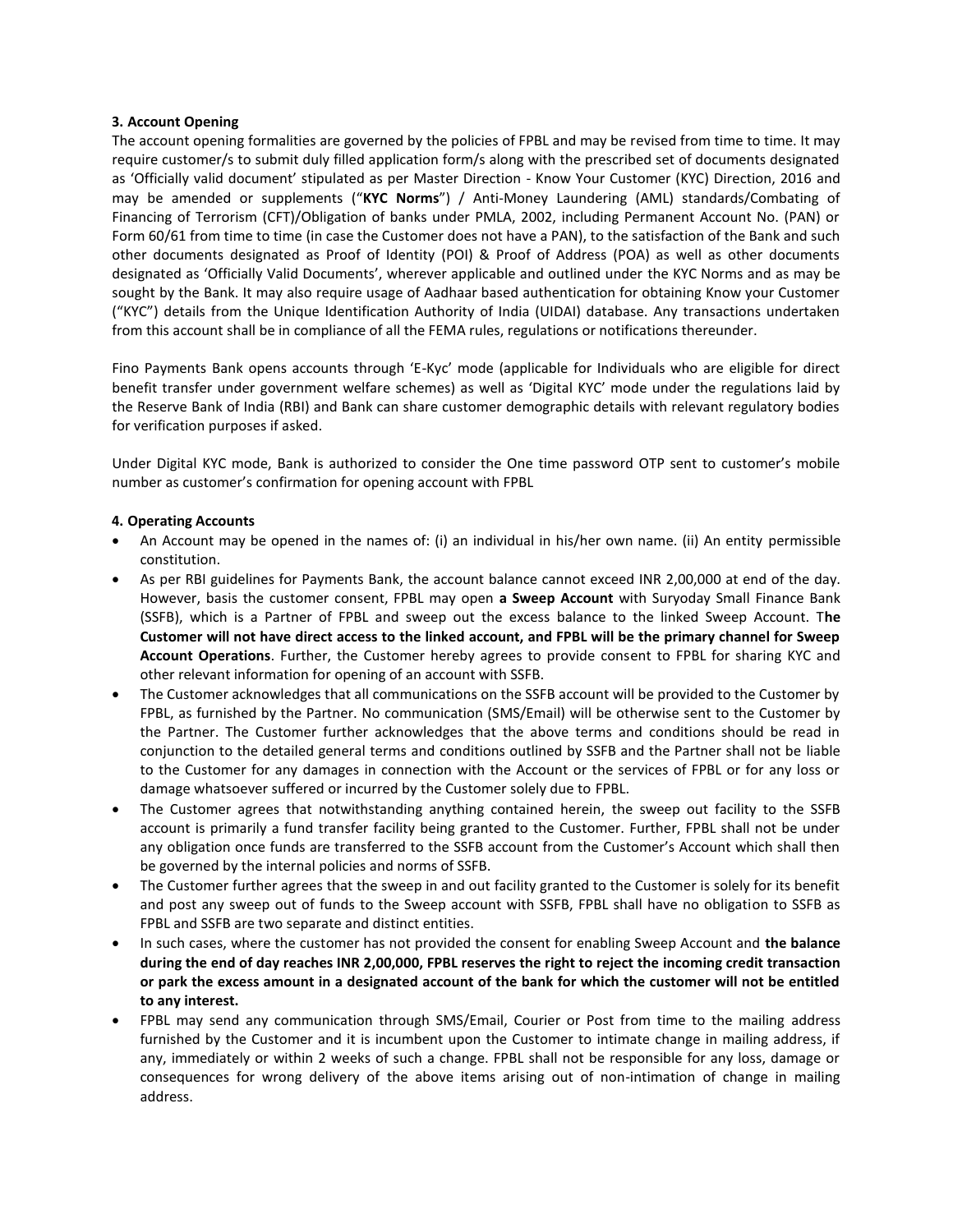**3. Account Opening**

The account opening formalities are governed by the policies of FPBL and may be revised from time to time. It may require customer/s to submit duly filled application form/s along with the prescribed set of documents designated as 'Officially valid document' stipulated as per Master Direction - Know Your Customer (KYC) Direction, 2016 and may be amended or supplements ("**KYC Norms**") / Anti-Money Laundering (AML) standards/Combating of Financing of Terrorism (CFT)/Obligation of banks under PMLA, 2002, including Permanent Account No. (PAN) or Form 60/61 from time to time (in case the Customer does not have a PAN), to the satisfaction of the Bank and such other documents designated as Proof of Identity (POI) & Proof of Address (POA) as well as other documents designated as 'Officially Valid Documents', wherever applicable and outlined under the KYC Norms and as may be sought by the Bank. It may also require usage of Aadhaar based authentication for obtaining Know your Customer ("KYC") details from the Unique Identification Authority of India (UIDAI) database. Any transactions undertaken from this account shall be in compliance of all the FEMA rules, regulations or notifications thereunder.

Fino Payments Bank opens accounts through 'E-Kyc' mode (applicable for Individuals who are eligible for direct benefit transfer under government welfare schemes) as well as 'Digital KYC' mode under the regulations laid by the Reserve Bank of India (RBI) and Bank can share customer demographic details with relevant regulatory bodies for verification purposes if asked.

Under Digital KYC mode, Bank is authorized to consider the One time password OTP sent to customer's mobile number as customer's confirmation for opening account with FPBL

**4. Operating Accounts**

- An Account may be opened in the names of: (i) an individual in his/her own name. (ii) An entity permissible constitution.
- As per RBI guidelines for Payments Bank, the account balance cannot exceed INR 2,00,000 at end of the day. However, basis the customer consent, FPBL may open **a Sweep Account** with Suryoday Small Finance Bank (SSFB), which is a Partner of FPBL and sweep out the excess balance to the linked Sweep Account. T**he Customer will not have direct access to the linked account, and FPBL will be the primary channel for Sweep Account Operations**. Further, the Customer hereby agrees to provide consent to FPBL for sharing KYC and other relevant information for opening of an account with SSFB.
- The Customer acknowledges that all communications on the SSFB account will be provided to the Customer by FPBL, as furnished by the Partner. No communication (SMS/Email) will be otherwise sent to the Customer by the Partner. The Customer further acknowledges that the above terms and conditions should be read in conjunction to the detailed general terms and conditions outlined by SSFB and the Partner shall not be liable to the Customer for any damages in connection with the Account or the services of FPBL or for any loss or damage whatsoever suffered or incurred by the Customer solely due to FPBL.
- The Customer agrees that notwithstanding anything contained herein, the sweep out facility to the SSFB account is primarily a fund transfer facility being granted to the Customer. Further, FPBL shall not be under any obligation once funds are transferred to the SSFB account from the Customer's Account which shall then be governed by the internal policies and norms of SSFB.
- The Customer further agrees that the sweep in and out facility granted to the Customer is solely for its benefit and post any sweep out of funds to the Sweep account with SSFB, FPBL shall have no obligation to SSFB as FPBL and SSFB are two separate and distinct entities.
- In such cases, where the customer has not provided the consent for enabling Sweep Account and **the balance during the end of day reaches INR 2,00,000, FPBL reserves the right to reject the incoming credit transaction or park the excess amount in a designated account of the bank for which the customer will not be entitled to any interest.**
- FPBL may send any communication through SMS/Email, Courier or Post from time to the mailing address furnished by the Customer and it is incumbent upon the Customer to intimate change in mailing address, if any, immediately or within 2 weeks of such a change. FPBL shall not be responsible for any loss, damage or consequences for wrong delivery of the above items arising out of non-intimation of change in mailing address.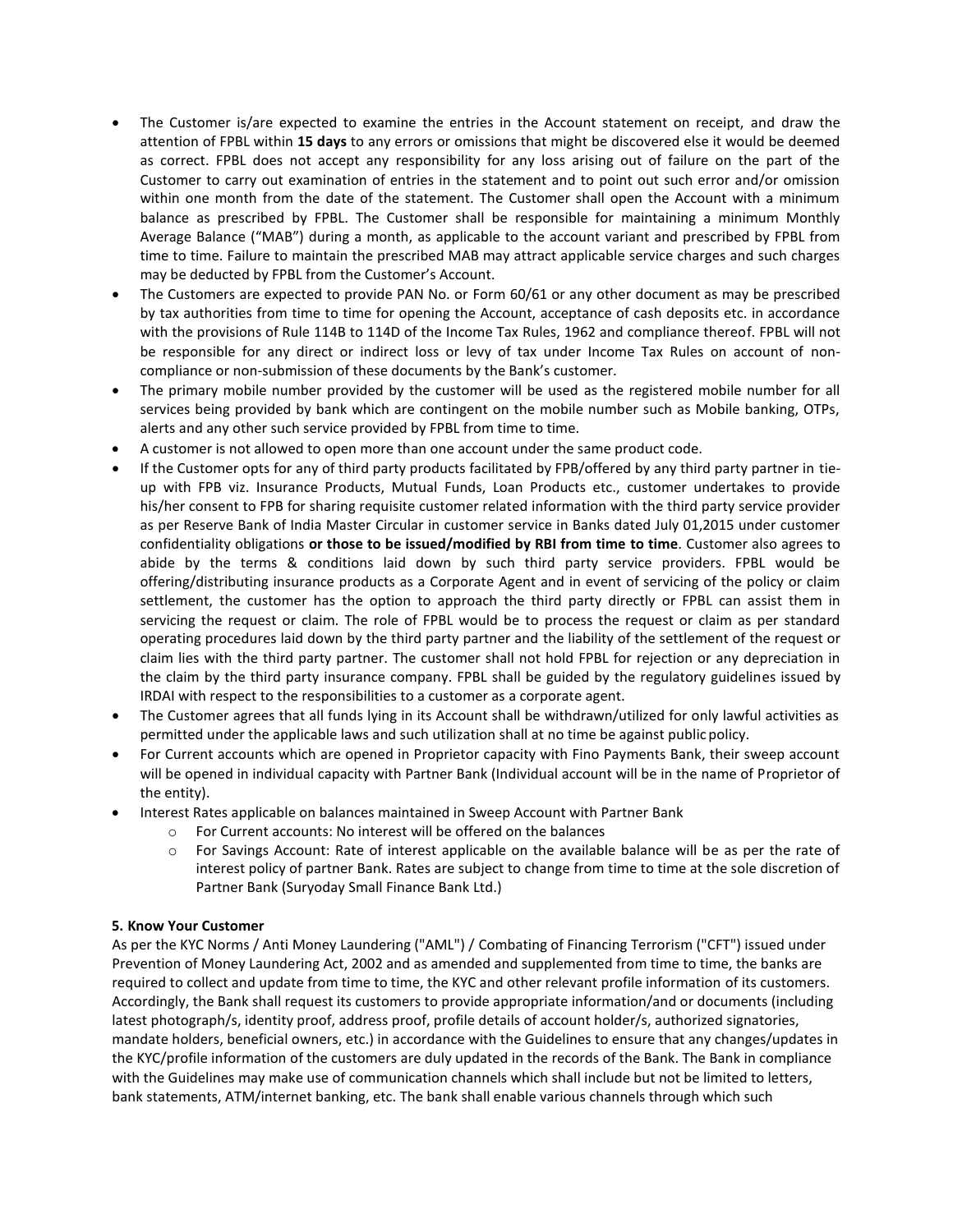- The Customer is/are expected to examine the entries in the Account statement on receipt, and draw the attention of FPBL within **15 days** to any errors or omissions that might be discovered else it would be deemed as correct. FPBL does not accept any responsibility for any loss arising out of failure on the part of the Customer to carry out examination of entries in the statement and to point out such error and/or omission within one month from the date of the statement. The Customer shall open the Account with a minimum balance as prescribed by FPBL. The Customer shall be responsible for maintaining a minimum Monthly Average Balance ("MAB") during a month, as applicable to the account variant and prescribed by FPBL from time to time. Failure to maintain the prescribed MAB may attract applicable service charges and such charges may be deducted by FPBL from the Customer's Account.
- The Customers are expected to provide PAN No. or Form 60/61 or any other document as may be prescribed by tax authorities from time to time for opening the Account, acceptance of cash deposits etc. in accordance with the provisions of Rule 114B to 114D of the Income Tax Rules, 1962 and compliance thereof. FPBL will not be responsible for any direct or indirect loss or levy of tax under Income Tax Rules on account of non-compliance or non-submission of these documents by the Bank's customer.
- The primary mobile number provided by the customer will be used as the registered mobile number for all services being provided by bank which are contingent on the mobile number such as Mobile banking, OTPs, alerts and any other such service provided by FPBL from time to time.
- A customer is not allowed to open more than one account under the same product code.
- If the Customer opts for any of third party products facilitated by FPB/offered by any third party partner in tie-up with FPB viz. Insurance Products, Mutual Funds, Loan Products etc., customer undertakes to provide his/her consent to FPB for sharing requisite customer related information with the third party service provider as per Reserve Bank of India Master Circular in customer service in Banks dated July 01,2015 under customer confidentiality obligations **or those to be issued/modified by RBI from time to time**. Customer also agrees to abide by the terms & conditions laid down by such third party service providers. FPBL would be offering/distributing insurance products as a Corporate Agent and in event of servicing of the policy or claim settlement, the customer has the option to approach the third party directly or FPBL can assist them in servicing the request or claim. The role of FPBL would be to process the request or claim as per standard operating procedures laid down by the third party partner and the liability of the settlement of the request or claim lies with the third party partner. The customer shall not hold FPBL for rejection or any depreciation in the claim by the third party insurance company. FPBL shall be guided by the regulatory guidelines issued by IRDAI with respect to the responsibilities to a customer as a corporate agent.
- The Customer agrees that all funds lying in its Account shall be withdrawn/utilized for only lawful activities as permitted under the applicable laws and such utilization shall at no time be against public policy.
- For Current accounts which are opened in Proprietor capacity with Fino Payments Bank, their sweep account will be opened in individual capacity with Partner Bank (Individual account will be in the name of Proprietor of the entity).
- Interest Rates applicable on balances maintained in Sweep Account with Partner Bank
  - For Current accounts: No interest will be offered on the balances
  - For Savings Account: Rate of interest applicable on the available balance will be as per the rate of interest policy of partner Bank. Rates are subject to change from time to time at the sole discretion of Partner Bank (Suryoday Small Finance Bank Ltd.)

**5. Know Your Customer**

As per the KYC Norms / Anti Money Laundering ("AML") / Combating of Financing Terrorism ("CFT") issued under Prevention of Money Laundering Act, 2002 and as amended and supplemented from time to time, the banks are required to collect and update from time to time, the KYC and other relevant profile information of its customers. Accordingly, the Bank shall request its customers to provide appropriate information/and or documents (including latest photograph/s, identity proof, address proof, profile details of account holder/s, authorized signatories, mandate holders, beneficial owners, etc.) in accordance with the Guidelines to ensure that any changes/updates in the KYC/profile information of the customers are duly updated in the records of the Bank. The Bank in compliance with the Guidelines may make use of communication channels which shall include but not be limited to letters, bank statements, ATM/internet banking, etc. The bank shall enable various channels through which such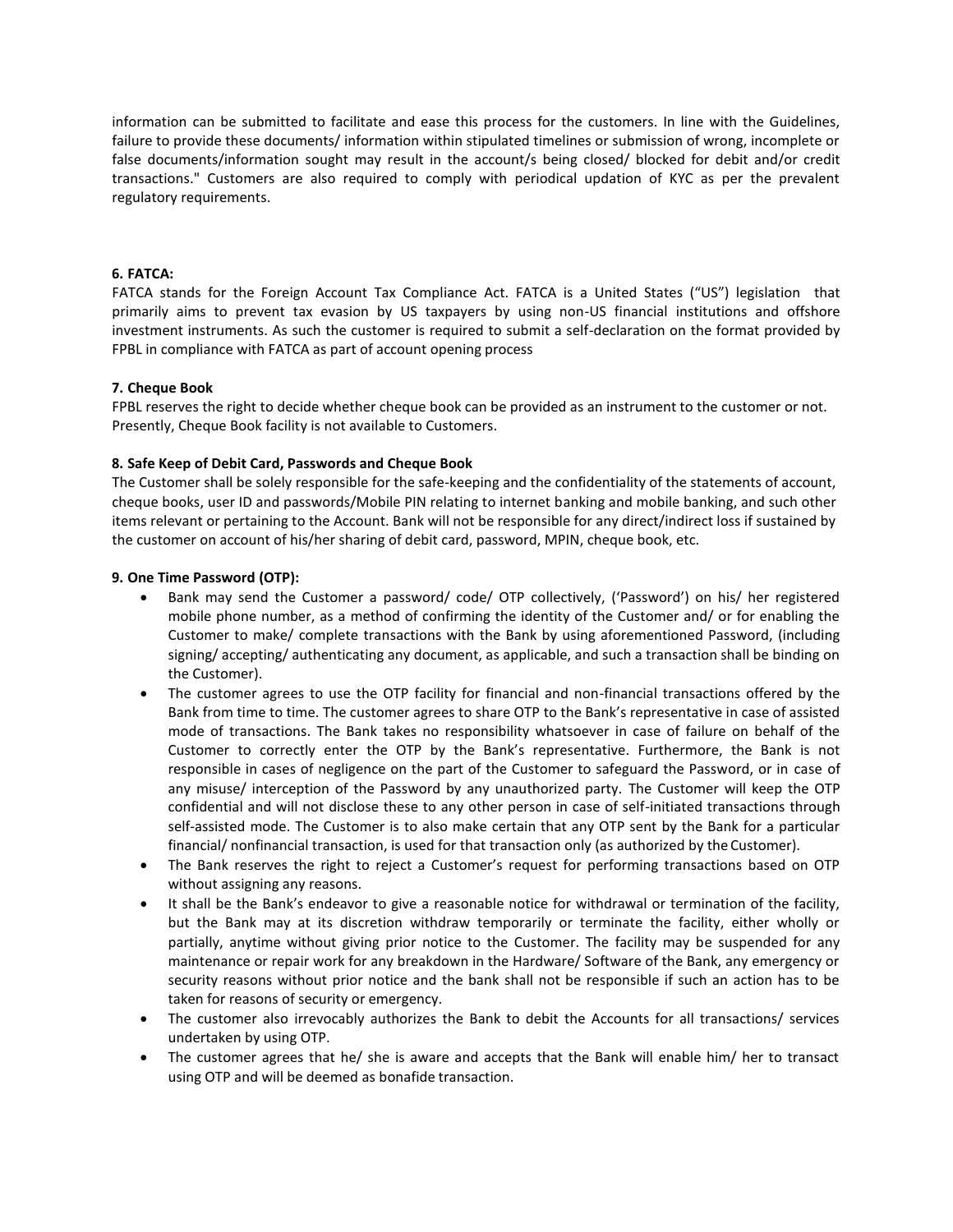information can be submitted to facilitate and ease this process for the customers. In line with the Guidelines, failure to provide these documents/ information within stipulated timelines or submission of wrong, incomplete or false documents/information sought may result in the account/s being closed/ blocked for debit and/or credit transactions." Customers are also required to comply with periodical updation of KYC as per the prevalent regulatory requirements.

**6. FATCA:**

FATCA stands for the Foreign Account Tax Compliance Act. FATCA is a United States ("US") legislation that primarily aims to prevent tax evasion by US taxpayers by using non-US financial institutions and offshore investment instruments. As such the customer is required to submit a self-declaration on the format provided by FPBL in compliance with FATCA as part of account opening process

**7. Cheque Book**

FPBL reserves the right to decide whether cheque book can be provided as an instrument to the customer or not. Presently, Cheque Book facility is not available to Customers.

**8. Safe Keep of Debit Card, Passwords and Cheque Book**

The Customer shall be solely responsible for the safe-keeping and the confidentiality of the statements of account, cheque books, user ID and passwords/Mobile PIN relating to internet banking and mobile banking, and such other items relevant or pertaining to the Account. Bank will not be responsible for any direct/indirect loss if sustained by the customer on account of his/her sharing of debit card, password, MPIN, cheque book, etc.

**9. One Time Password (OTP):**

- Bank may send the Customer a password/ code/ OTP collectively, ('Password') on his/ her registered mobile phone number, as a method of confirming the identity of the Customer and/ or for enabling the Customer to make/ complete transactions with the Bank by using aforementioned Password, (including signing/ accepting/ authenticating any document, as applicable, and such a transaction shall be binding on the Customer).
- The customer agrees to use the OTP facility for financial and non-financial transactions offered by the Bank from time to time. The customer agrees to share OTP to the Bank's representative in case of assisted mode of transactions. The Bank takes no responsibility whatsoever in case of failure on behalf of the Customer to correctly enter the OTP by the Bank's representative. Furthermore, the Bank is not responsible in cases of negligence on the part of the Customer to safeguard the Password, or in case of any misuse/ interception of the Password by any unauthorized party. The Customer will keep the OTP confidential and will not disclose these to any other person in case of self-initiated transactions through self-assisted mode. The Customer is to also make certain that any OTP sent by the Bank for a particular financial/ nonfinancial transaction, is used for that transaction only (as authorized by the Customer).
- The Bank reserves the right to reject a Customer's request for performing transactions based on OTP without assigning any reasons.
- It shall be the Bank's endeavor to give a reasonable notice for withdrawal or termination of the facility, but the Bank may at its discretion withdraw temporarily or terminate the facility, either wholly or partially, anytime without giving prior notice to the Customer. The facility may be suspended for any maintenance or repair work for any breakdown in the Hardware/ Software of the Bank, any emergency or security reasons without prior notice and the bank shall not be responsible if such an action has to be taken for reasons of security or emergency.
- The customer also irrevocably authorizes the Bank to debit the Accounts for all transactions/ services undertaken by using OTP.
- The customer agrees that he/ she is aware and accepts that the Bank will enable him/ her to transact using OTP and will be deemed as bonafide transaction.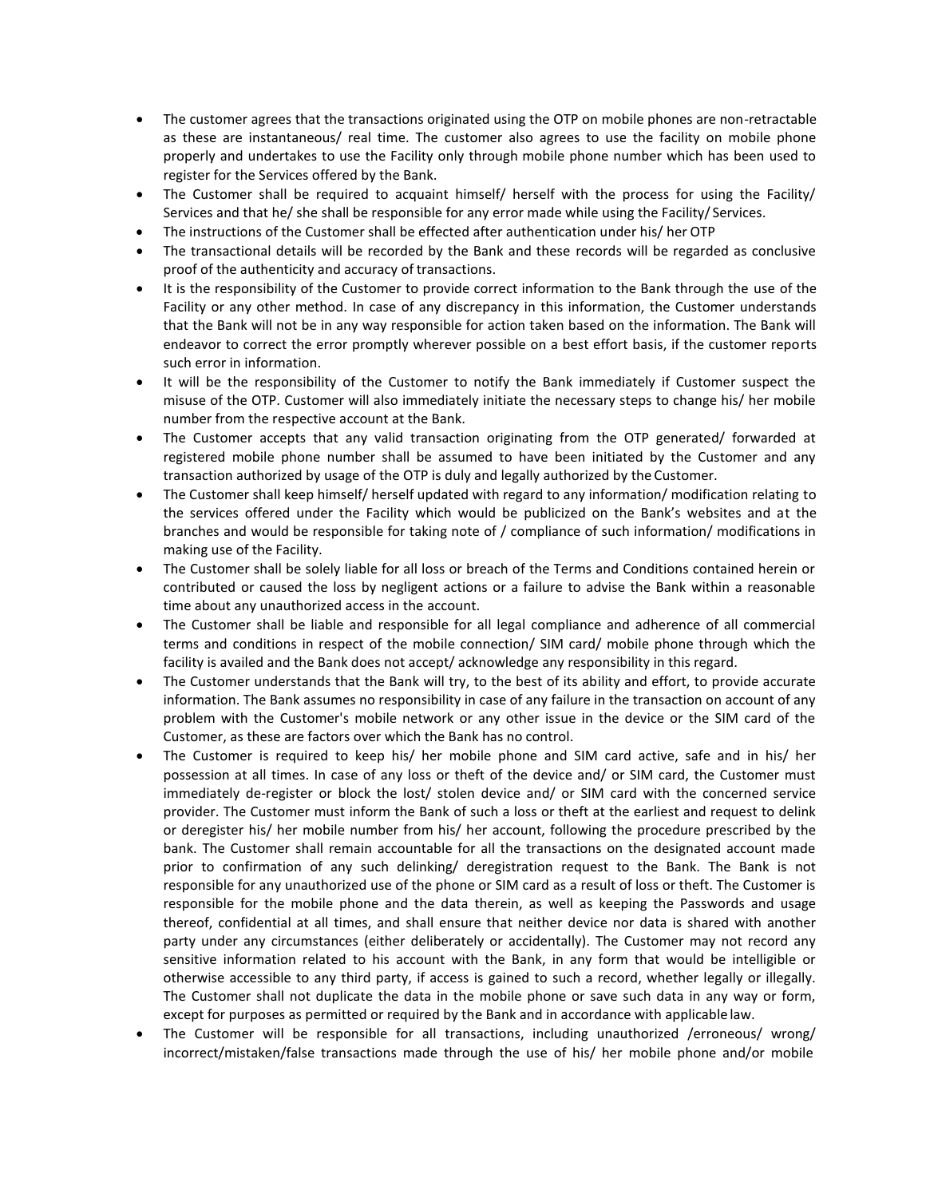- The customer agrees that the transactions originated using the OTP on mobile phones are non-retractable as these are instantaneous/ real time. The customer also agrees to use the facility on mobile phone properly and undertakes to use the Facility only through mobile phone number which has been used to register for the Services offered by the Bank.
- The Customer shall be required to acquaint himself/ herself with the process for using the Facility/ Services and that he/ she shall be responsible for any error made while using the Facility/ Services.
- The instructions of the Customer shall be effected after authentication under his/ her OTP
- The transactional details will be recorded by the Bank and these records will be regarded as conclusive proof of the authenticity and accuracy of transactions.
- It is the responsibility of the Customer to provide correct information to the Bank through the use of the Facility or any other method. In case of any discrepancy in this information, the Customer understands that the Bank will not be in any way responsible for action taken based on the information. The Bank will endeavor to correct the error promptly wherever possible on a best effort basis, if the customer reports such error in information.
- It will be the responsibility of the Customer to notify the Bank immediately if Customer suspect the misuse of the OTP. Customer will also immediately initiate the necessary steps to change his/ her mobile number from the respective account at the Bank.
- The Customer accepts that any valid transaction originating from the OTP generated/ forwarded at registered mobile phone number shall be assumed to have been initiated by the Customer and any transaction authorized by usage of the OTP is duly and legally authorized by the Customer.
- The Customer shall keep himself/ herself updated with regard to any information/ modification relating to the services offered under the Facility which would be publicized on the Bank's websites and at the branches and would be responsible for taking note of / compliance of such information/ modifications in making use of the Facility.
- The Customer shall be solely liable for all loss or breach of the Terms and Conditions contained herein or contributed or caused the loss by negligent actions or a failure to advise the Bank within a reasonable time about any unauthorized access in the account.
- The Customer shall be liable and responsible for all legal compliance and adherence of all commercial terms and conditions in respect of the mobile connection/ SIM card/ mobile phone through which the facility is availed and the Bank does not accept/ acknowledge any responsibility in this regard.
- The Customer understands that the Bank will try, to the best of its ability and effort, to provide accurate information. The Bank assumes no responsibility in case of any failure in the transaction on account of any problem with the Customer's mobile network or any other issue in the device or the SIM card of the Customer, as these are factors over which the Bank has no control.
- The Customer is required to keep his/ her mobile phone and SIM card active, safe and in his/ her possession at all times. In case of any loss or theft of the device and/ or SIM card, the Customer must immediately de-register or block the lost/ stolen device and/ or SIM card with the concerned service provider. The Customer must inform the Bank of such a loss or theft at the earliest and request to delink or deregister his/ her mobile number from his/ her account, following the procedure prescribed by the bank. The Customer shall remain accountable for all the transactions on the designated account made prior to confirmation of any such delinking/ deregistration request to the Bank. The Bank is not responsible for any unauthorized use of the phone or SIM card as a result of loss or theft. The Customer is responsible for the mobile phone and the data therein, as well as keeping the Passwords and usage thereof, confidential at all times, and shall ensure that neither device nor data is shared with another party under any circumstances (either deliberately or accidentally). The Customer may not record any sensitive information related to his account with the Bank, in any form that would be intelligible or otherwise accessible to any third party, if access is gained to such a record, whether legally or illegally. The Customer shall not duplicate the data in the mobile phone or save such data in any way or form, except for purposes as permitted or required by the Bank and in accordance with applicable law.
- The Customer will be responsible for all transactions, including unauthorized /erroneous/ wrong/ incorrect/mistaken/false transactions made through the use of his/ her mobile phone and/or mobile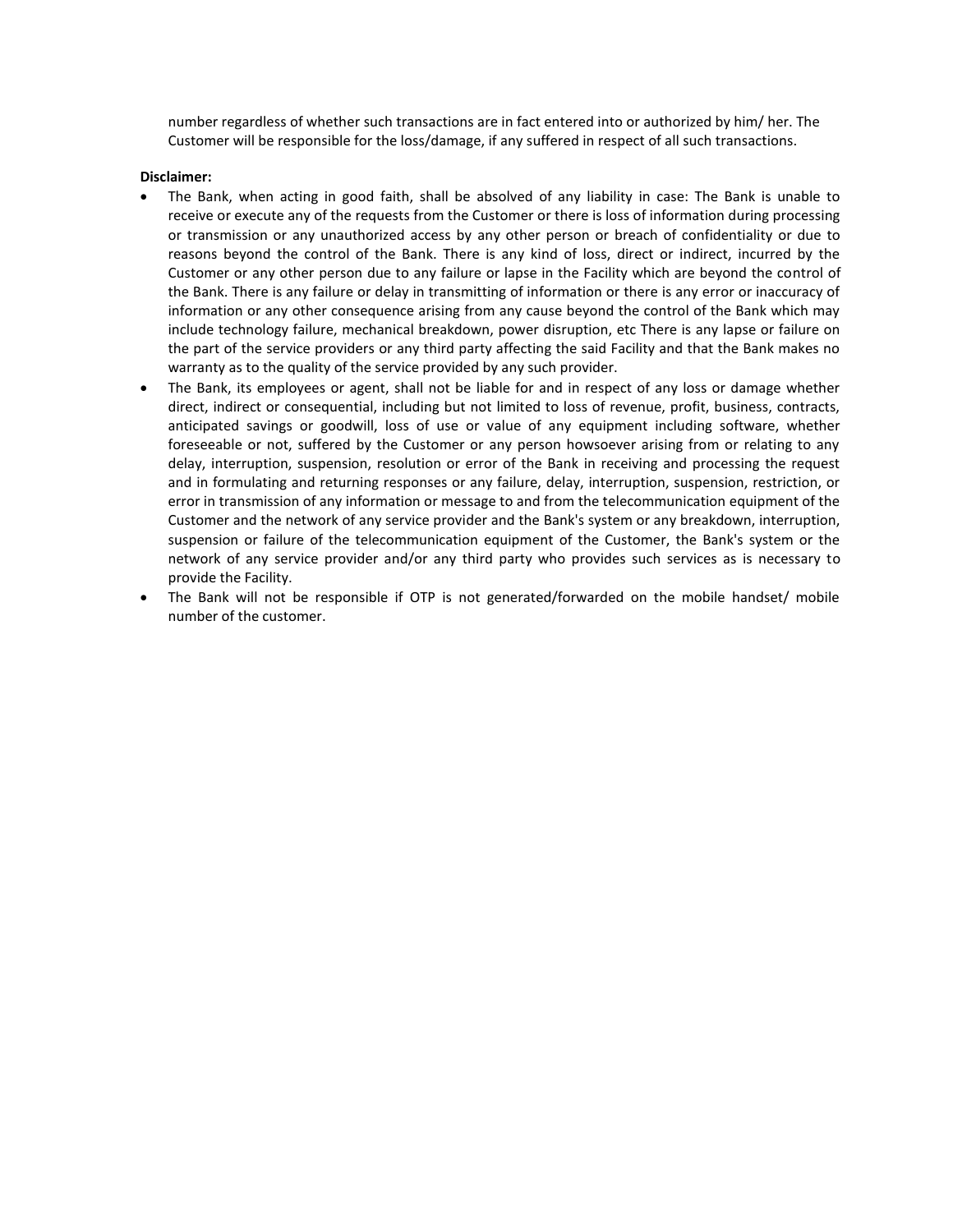number regardless of whether such transactions are in fact entered into or authorized by him/ her. The Customer will be responsible for the loss/damage, if any suffered in respect of all such transactions.

**Disclaimer:**

- The Bank, when acting in good faith, shall be absolved of any liability in case: The Bank is unable to receive or execute any of the requests from the Customer or there is loss of information during processing or transmission or any unauthorized access by any other person or breach of confidentiality or due to reasons beyond the control of the Bank. There is any kind of loss, direct or indirect, incurred by the Customer or any other person due to any failure or lapse in the Facility which are beyond the control of the Bank. There is any failure or delay in transmitting of information or there is any error or inaccuracy of information or any other consequence arising from any cause beyond the control of the Bank which may include technology failure, mechanical breakdown, power disruption, etc There is any lapse or failure on the part of the service providers or any third party affecting the said Facility and that the Bank makes no warranty as to the quality of the service provided by any such provider.
- The Bank, its employees or agent, shall not be liable for and in respect of any loss or damage whether direct, indirect or consequential, including but not limited to loss of revenue, profit, business, contracts, anticipated savings or goodwill, loss of use or value of any equipment including software, whether foreseeable or not, suffered by the Customer or any person howsoever arising from or relating to any delay, interruption, suspension, resolution or error of the Bank in receiving and processing the request and in formulating and returning responses or any failure, delay, interruption, suspension, restriction, or error in transmission of any information or message to and from the telecommunication equipment of the Customer and the network of any service provider and the Bank's system or any breakdown, interruption, suspension or failure of the telecommunication equipment of the Customer, the Bank's system or the network of any service provider and/or any third party who provides such services as is necessary to provide the Facility.
- The Bank will not be responsible if OTP is not generated/forwarded on the mobile handset/ mobile number of the customer.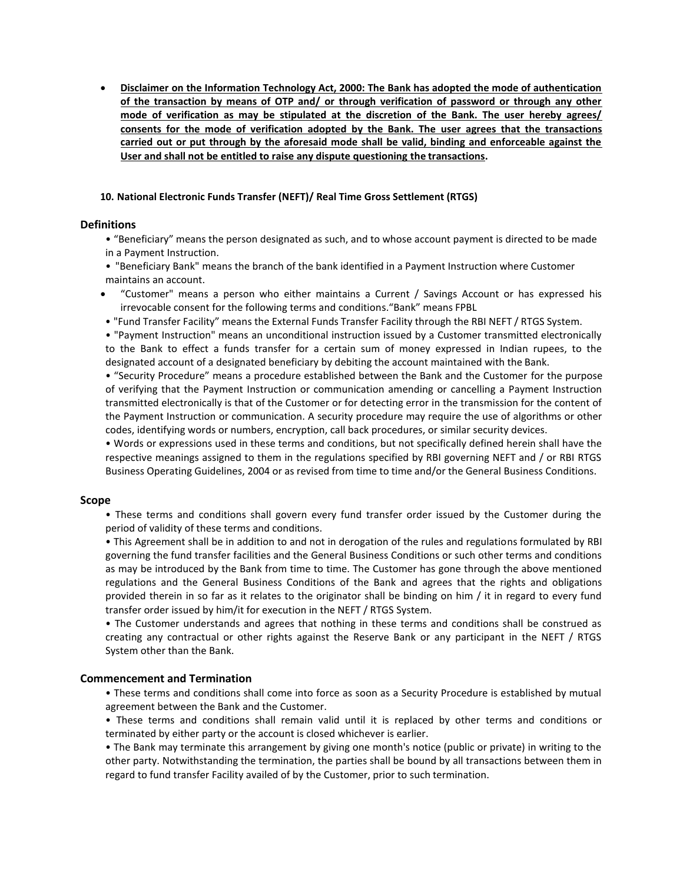- **Disclaimer on the Information Technology Act, 2000: The Bank has adopted the mode of authentication of the transaction by means of OTP and/ or through verification of password or through any other mode of verification as may be stipulated at the discretion of the Bank. The user hereby agrees/ consents for the mode of verification adopted by the Bank. The user agrees that the transactions carried out or put through by the aforesaid mode shall be valid, binding and enforceable against the User and shall not be entitled to raise any dispute questioning the transactions.**

**10. National Electronic Funds Transfer (NEFT)/ Real Time Gross Settlement (RTGS)**

### Definitions

- "Beneficiary" means the person designated as such, and to whose account payment is directed to be made in a Payment Instruction.
- "Beneficiary Bank" means the branch of the bank identified in a Payment Instruction where Customer maintains an account.
- "Customer" means a person who either maintains a Current / Savings Account or has expressed his irrevocable consent for the following terms and conditions."Bank" means FPBL
- "Fund Transfer Facility" means the External Funds Transfer Facility through the RBI NEFT / RTGS System.
- "Payment Instruction" means an unconditional instruction issued by a Customer transmitted electronically to the Bank to effect a funds transfer for a certain sum of money expressed in Indian rupees, to the designated account of a designated beneficiary by debiting the account maintained with the Bank.
- "Security Procedure" means a procedure established between the Bank and the Customer for the purpose of verifying that the Payment Instruction or communication amending or cancelling a Payment Instruction transmitted electronically is that of the Customer or for detecting error in the transmission for the content of the Payment Instruction or communication. A security procedure may require the use of algorithms or other codes, identifying words or numbers, encryption, call back procedures, or similar security devices.
- Words or expressions used in these terms and conditions, but not specifically defined herein shall have the respective meanings assigned to them in the regulations specified by RBI governing NEFT and / or RBI RTGS Business Operating Guidelines, 2004 or as revised from time to time and/or the General Business Conditions.

### Scope

- These terms and conditions shall govern every fund transfer order issued by the Customer during the period of validity of these terms and conditions.
- This Agreement shall be in addition to and not in derogation of the rules and regulations formulated by RBI governing the fund transfer facilities and the General Business Conditions or such other terms and conditions as may be introduced by the Bank from time to time. The Customer has gone through the above mentioned regulations and the General Business Conditions of the Bank and agrees that the rights and obligations provided therein in so far as it relates to the originator shall be binding on him / it in regard to every fund transfer order issued by him/it for execution in the NEFT / RTGS System.
- The Customer understands and agrees that nothing in these terms and conditions shall be construed as creating any contractual or other rights against the Reserve Bank or any participant in the NEFT / RTGS System other than the Bank.

### Commencement and Termination

- These terms and conditions shall come into force as soon as a Security Procedure is established by mutual agreement between the Bank and the Customer.
- These terms and conditions shall remain valid until it is replaced by other terms and conditions or terminated by either party or the account is closed whichever is earlier.
- The Bank may terminate this arrangement by giving one month's notice (public or private) in writing to the other party. Notwithstanding the termination, the parties shall be bound by all transactions between them in regard to fund transfer Facility availed of by the Customer, prior to such termination.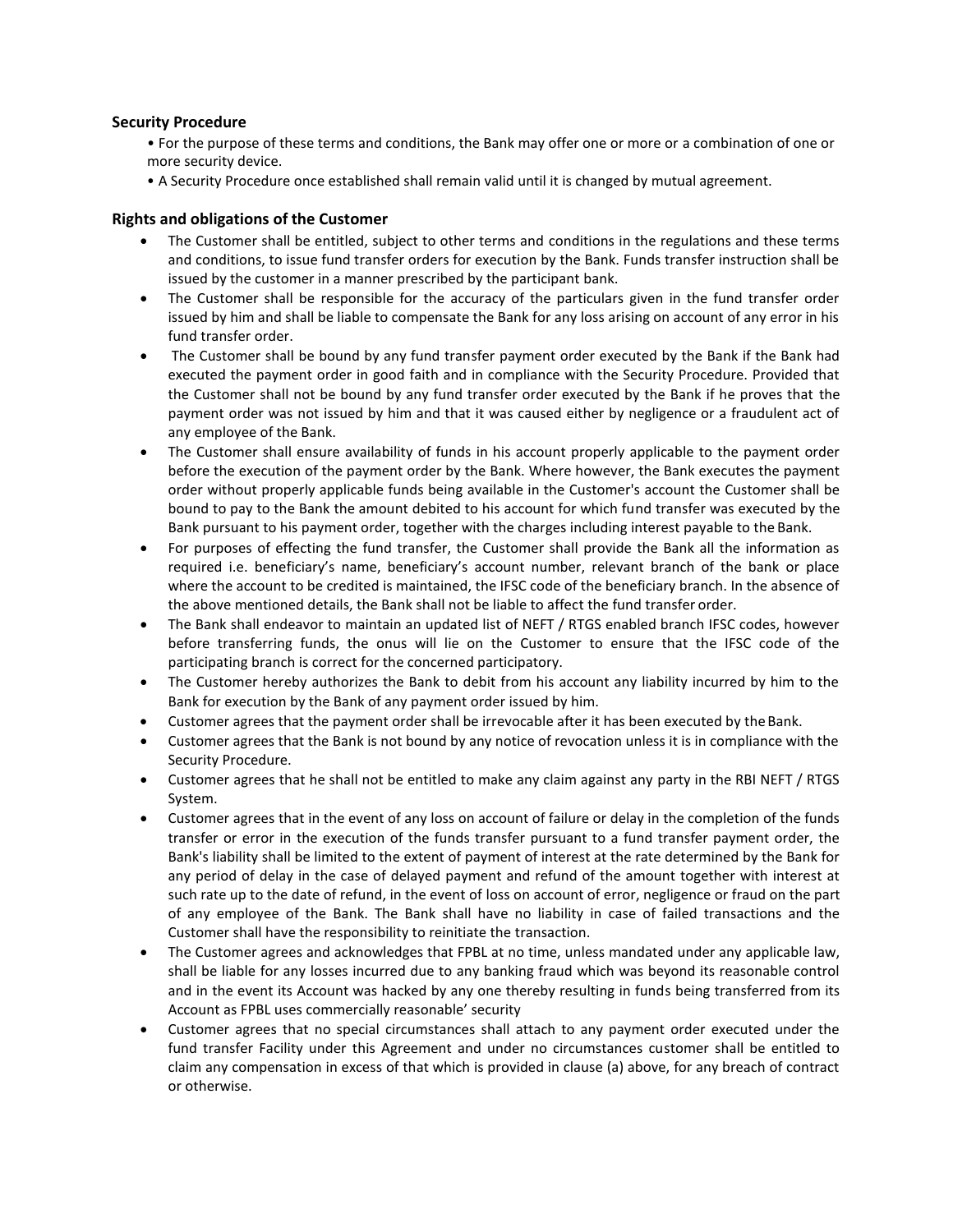## Security Procedure

- For the purpose of these terms and conditions, the Bank may offer one or more or a combination of one or more security device.
- A Security Procedure once established shall remain valid until it is changed by mutual agreement.

## Rights and obligations of the Customer

- The Customer shall be entitled, subject to other terms and conditions in the regulations and these terms and conditions, to issue fund transfer orders for execution by the Bank. Funds transfer instruction shall be issued by the customer in a manner prescribed by the participant bank.
- The Customer shall be responsible for the accuracy of the particulars given in the fund transfer order issued by him and shall be liable to compensate the Bank for any loss arising on account of any error in his fund transfer order.
- The Customer shall be bound by any fund transfer payment order executed by the Bank if the Bank had executed the payment order in good faith and in compliance with the Security Procedure. Provided that the Customer shall not be bound by any fund transfer order executed by the Bank if he proves that the payment order was not issued by him and that it was caused either by negligence or a fraudulent act of any employee of the Bank.
- The Customer shall ensure availability of funds in his account properly applicable to the payment order before the execution of the payment order by the Bank. Where however, the Bank executes the payment order without properly applicable funds being available in the Customer's account the Customer shall be bound to pay to the Bank the amount debited to his account for which fund transfer was executed by the Bank pursuant to his payment order, together with the charges including interest payable to the Bank.
- For purposes of effecting the fund transfer, the Customer shall provide the Bank all the information as required i.e. beneficiary's name, beneficiary's account number, relevant branch of the bank or place where the account to be credited is maintained, the IFSC code of the beneficiary branch. In the absence of the above mentioned details, the Bank shall not be liable to affect the fund transfer order.
- The Bank shall endeavor to maintain an updated list of NEFT / RTGS enabled branch IFSC codes, however before transferring funds, the onus will lie on the Customer to ensure that the IFSC code of the participating branch is correct for the concerned participatory.
- The Customer hereby authorizes the Bank to debit from his account any liability incurred by him to the Bank for execution by the Bank of any payment order issued by him.
- Customer agrees that the payment order shall be irrevocable after it has been executed by the Bank.
- Customer agrees that the Bank is not bound by any notice of revocation unless it is in compliance with the Security Procedure.
- Customer agrees that he shall not be entitled to make any claim against any party in the RBI NEFT / RTGS System.
- Customer agrees that in the event of any loss on account of failure or delay in the completion of the funds transfer or error in the execution of the funds transfer pursuant to a fund transfer payment order, the Bank's liability shall be limited to the extent of payment of interest at the rate determined by the Bank for any period of delay in the case of delayed payment and refund of the amount together with interest at such rate up to the date of refund, in the event of loss on account of error, negligence or fraud on the part of any employee of the Bank. The Bank shall have no liability in case of failed transactions and the Customer shall have the responsibility to reinitiate the transaction.
- The Customer agrees and acknowledges that FPBL at no time, unless mandated under any applicable law, shall be liable for any losses incurred due to any banking fraud which was beyond its reasonable control and in the event its Account was hacked by any one thereby resulting in funds being transferred from its Account as FPBL uses commercially reasonable' security
- Customer agrees that no special circumstances shall attach to any payment order executed under the fund transfer Facility under this Agreement and under no circumstances customer shall be entitled to claim any compensation in excess of that which is provided in clause (a) above, for any breach of contract or otherwise.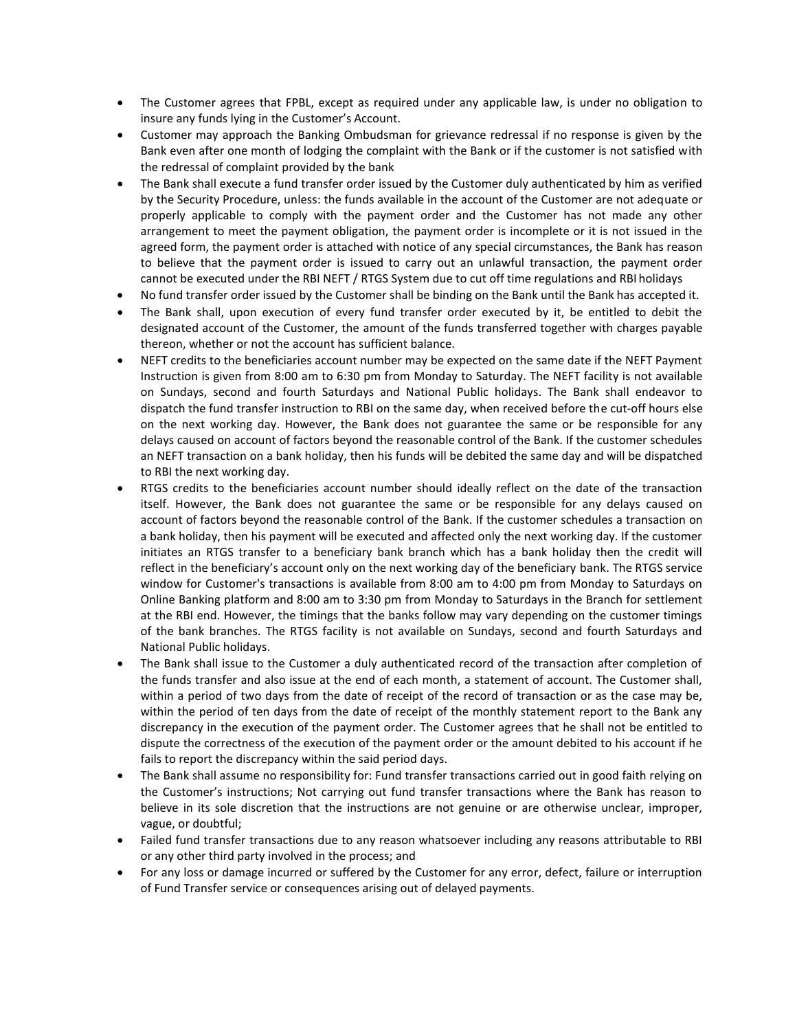- The Customer agrees that FPBL, except as required under any applicable law, is under no obligation to insure any funds lying in the Customer's Account.
- Customer may approach the Banking Ombudsman for grievance redressal if no response is given by the Bank even after one month of lodging the complaint with the Bank or if the customer is not satisfied with the redressal of complaint provided by the bank
- The Bank shall execute a fund transfer order issued by the Customer duly authenticated by him as verified by the Security Procedure, unless: the funds available in the account of the Customer are not adequate or properly applicable to comply with the payment order and the Customer has not made any other arrangement to meet the payment obligation, the payment order is incomplete or it is not issued in the agreed form, the payment order is attached with notice of any special circumstances, the Bank has reason to believe that the payment order is issued to carry out an unlawful transaction, the payment order cannot be executed under the RBI NEFT / RTGS System due to cut off time regulations and RBI holidays
- No fund transfer order issued by the Customer shall be binding on the Bank until the Bank has accepted it.
- The Bank shall, upon execution of every fund transfer order executed by it, be entitled to debit the designated account of the Customer, the amount of the funds transferred together with charges payable thereon, whether or not the account has sufficient balance.
- NEFT credits to the beneficiaries account number may be expected on the same date if the NEFT Payment Instruction is given from 8:00 am to 6:30 pm from Monday to Saturday. The NEFT facility is not available on Sundays, second and fourth Saturdays and National Public holidays. The Bank shall endeavor to dispatch the fund transfer instruction to RBI on the same day, when received before the cut-off hours else on the next working day. However, the Bank does not guarantee the same or be responsible for any delays caused on account of factors beyond the reasonable control of the Bank. If the customer schedules an NEFT transaction on a bank holiday, then his funds will be debited the same day and will be dispatched to RBI the next working day.
- RTGS credits to the beneficiaries account number should ideally reflect on the date of the transaction itself. However, the Bank does not guarantee the same or be responsible for any delays caused on account of factors beyond the reasonable control of the Bank. If the customer schedules a transaction on a bank holiday, then his payment will be executed and affected only the next working day. If the customer initiates an RTGS transfer to a beneficiary bank branch which has a bank holiday then the credit will reflect in the beneficiary's account only on the next working day of the beneficiary bank. The RTGS service window for Customer's transactions is available from 8:00 am to 4:00 pm from Monday to Saturdays on Online Banking platform and 8:00 am to 3:30 pm from Monday to Saturdays in the Branch for settlement at the RBI end. However, the timings that the banks follow may vary depending on the customer timings of the bank branches. The RTGS facility is not available on Sundays, second and fourth Saturdays and National Public holidays.
- The Bank shall issue to the Customer a duly authenticated record of the transaction after completion of the funds transfer and also issue at the end of each month, a statement of account. The Customer shall, within a period of two days from the date of receipt of the record of transaction or as the case may be, within the period of ten days from the date of receipt of the monthly statement report to the Bank any discrepancy in the execution of the payment order. The Customer agrees that he shall not be entitled to dispute the correctness of the execution of the payment order or the amount debited to his account if he fails to report the discrepancy within the said period days.
- The Bank shall assume no responsibility for: Fund transfer transactions carried out in good faith relying on the Customer's instructions; Not carrying out fund transfer transactions where the Bank has reason to believe in its sole discretion that the instructions are not genuine or are otherwise unclear, improper, vague, or doubtful;
- Failed fund transfer transactions due to any reason whatsoever including any reasons attributable to RBI or any other third party involved in the process; and
- For any loss or damage incurred or suffered by the Customer for any error, defect, failure or interruption of Fund Transfer service or consequences arising out of delayed payments.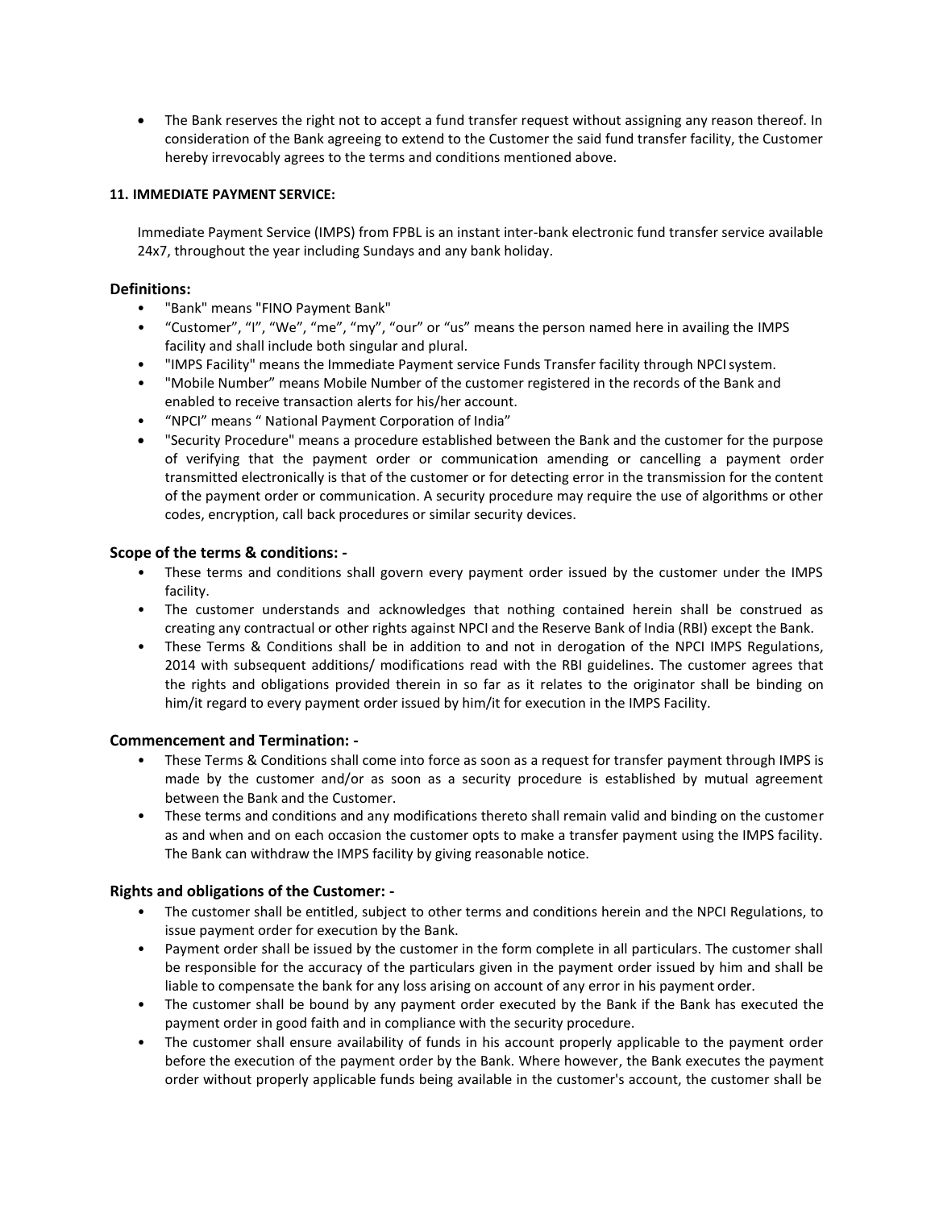- The Bank reserves the right not to accept a fund transfer request without assigning any reason thereof. In consideration of the Bank agreeing to extend to the Customer the said fund transfer facility, the Customer hereby irrevocably agrees to the terms and conditions mentioned above.

**11. IMMEDIATE PAYMENT SERVICE:**

Immediate Payment Service (IMPS) from FPBL is an instant inter-bank electronic fund transfer service available 24x7, throughout the year including Sundays and any bank holiday.

### Definitions:

- "Bank" means "FINO Payment Bank"
- “Customer”, “I”, “We”, “me”, “my”, “our” or “us” means the person named here in availing the IMPS facility and shall include both singular and plural.
- "IMPS Facility" means the Immediate Payment service Funds Transfer facility through NPCI system.
- "Mobile Number” means Mobile Number of the customer registered in the records of the Bank and enabled to receive transaction alerts for his/her account.
- “NPCI” means “ National Payment Corporation of India”
- "Security Procedure" means a procedure established between the Bank and the customer for the purpose of verifying that the payment order or communication amending or cancelling a payment order transmitted electronically is that of the customer or for detecting error in the transmission for the content of the payment order or communication. A security procedure may require the use of algorithms or other codes, encryption, call back procedures or similar security devices.

### Scope of the terms & conditions: -

- These terms and conditions shall govern every payment order issued by the customer under the IMPS facility.
- The customer understands and acknowledges that nothing contained herein shall be construed as creating any contractual or other rights against NPCI and the Reserve Bank of India (RBI) except the Bank.
- These Terms & Conditions shall be in addition to and not in derogation of the NPCI IMPS Regulations, 2014 with subsequent additions/ modifications read with the RBI guidelines. The customer agrees that the rights and obligations provided therein in so far as it relates to the originator shall be binding on him/it regard to every payment order issued by him/it for execution in the IMPS Facility.

### Commencement and Termination: -

- These Terms & Conditions shall come into force as soon as a request for transfer payment through IMPS is made by the customer and/or as soon as a security procedure is established by mutual agreement between the Bank and the Customer.
- These terms and conditions and any modifications thereto shall remain valid and binding on the customer as and when and on each occasion the customer opts to make a transfer payment using the IMPS facility. The Bank can withdraw the IMPS facility by giving reasonable notice.

### Rights and obligations of the Customer: -

- The customer shall be entitled, subject to other terms and conditions herein and the NPCI Regulations, to issue payment order for execution by the Bank.
- Payment order shall be issued by the customer in the form complete in all particulars. The customer shall be responsible for the accuracy of the particulars given in the payment order issued by him and shall be liable to compensate the bank for any loss arising on account of any error in his payment order.
- The customer shall be bound by any payment order executed by the Bank if the Bank has executed the payment order in good faith and in compliance with the security procedure.
- The customer shall ensure availability of funds in his account properly applicable to the payment order before the execution of the payment order by the Bank. Where however, the Bank executes the payment order without properly applicable funds being available in the customer's account, the customer shall be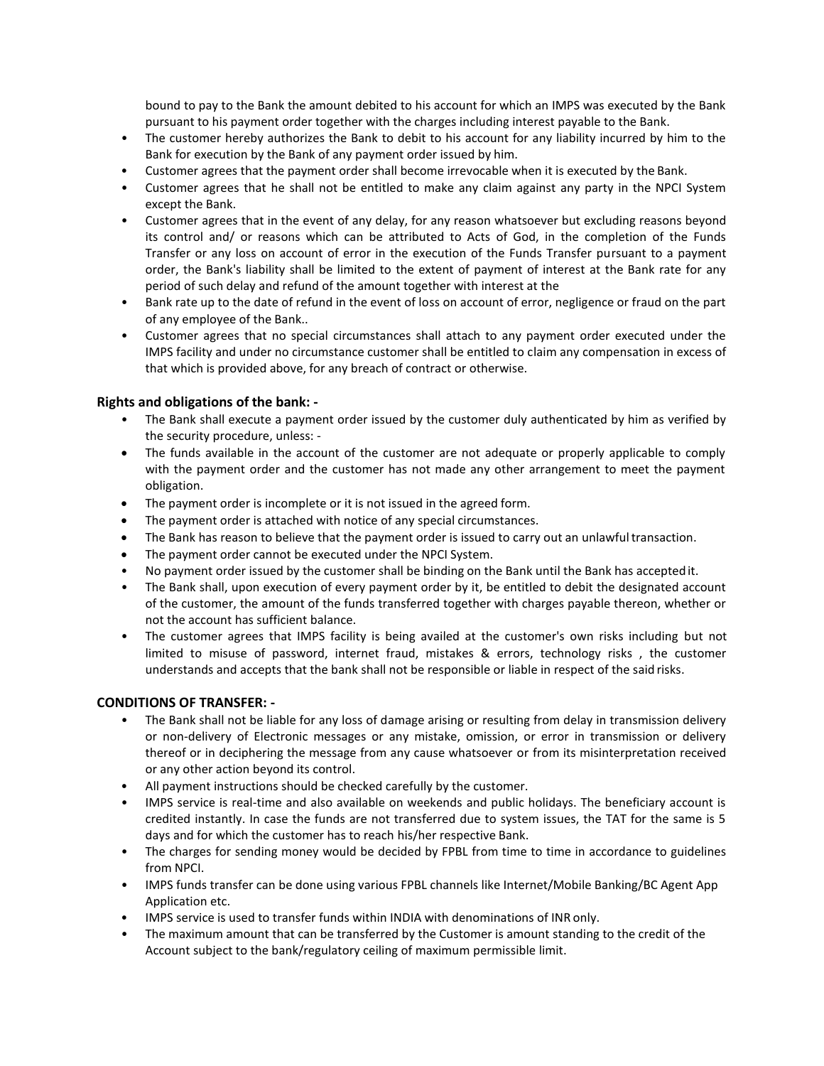bound to pay to the Bank the amount debited to his account for which an IMPS was executed by the Bank pursuant to his payment order together with the charges including interest payable to the Bank.

- The customer hereby authorizes the Bank to debit to his account for any liability incurred by him to the Bank for execution by the Bank of any payment order issued by him.
- Customer agrees that the payment order shall become irrevocable when it is executed by the Bank.
- Customer agrees that he shall not be entitled to make any claim against any party in the NPCI System except the Bank.
- Customer agrees that in the event of any delay, for any reason whatsoever but excluding reasons beyond its control and/ or reasons which can be attributed to Acts of God, in the completion of the Funds Transfer or any loss on account of error in the execution of the Funds Transfer pursuant to a payment order, the Bank's liability shall be limited to the extent of payment of interest at the Bank rate for any period of such delay and refund of the amount together with interest at the
- Bank rate up to the date of refund in the event of loss on account of error, negligence or fraud on the part of any employee of the Bank..
- Customer agrees that no special circumstances shall attach to any payment order executed under the IMPS facility and under no circumstance customer shall be entitled to claim any compensation in excess of that which is provided above, for any breach of contract or otherwise.

### Rights and obligations of the bank: -

- The Bank shall execute a payment order issued by the customer duly authenticated by him as verified by the security procedure, unless: -
- The funds available in the account of the customer are not adequate or properly applicable to comply with the payment order and the customer has not made any other arrangement to meet the payment obligation.
- The payment order is incomplete or it is not issued in the agreed form.
- The payment order is attached with notice of any special circumstances.
- The Bank has reason to believe that the payment order is issued to carry out an unlawful transaction.
- The payment order cannot be executed under the NPCI System.
- No payment order issued by the customer shall be binding on the Bank until the Bank has accepted it.
- The Bank shall, upon execution of every payment order by it, be entitled to debit the designated account of the customer, the amount of the funds transferred together with charges payable thereon, whether or not the account has sufficient balance.
- The customer agrees that IMPS facility is being availed at the customer's own risks including but not limited to misuse of password, internet fraud, mistakes & errors, technology risks , the customer understands and accepts that the bank shall not be responsible or liable in respect of the said risks.

### CONDITIONS OF TRANSFER: -

- The Bank shall not be liable for any loss of damage arising or resulting from delay in transmission delivery or non-delivery of Electronic messages or any mistake, omission, or error in transmission or delivery thereof or in deciphering the message from any cause whatsoever or from its misinterpretation received or any other action beyond its control.
- All payment instructions should be checked carefully by the customer.
- IMPS service is real-time and also available on weekends and public holidays. The beneficiary account is credited instantly. In case the funds are not transferred due to system issues, the TAT for the same is 5 days and for which the customer has to reach his/her respective Bank.
- The charges for sending money would be decided by FPBL from time to time in accordance to guidelines from NPCI.
- IMPS funds transfer can be done using various FPBL channels like Internet/Mobile Banking/BC Agent App Application etc.
- IMPS service is used to transfer funds within INDIA with denominations of INR only.
- The maximum amount that can be transferred by the Customer is amount standing to the credit of the Account subject to the bank/regulatory ceiling of maximum permissible limit.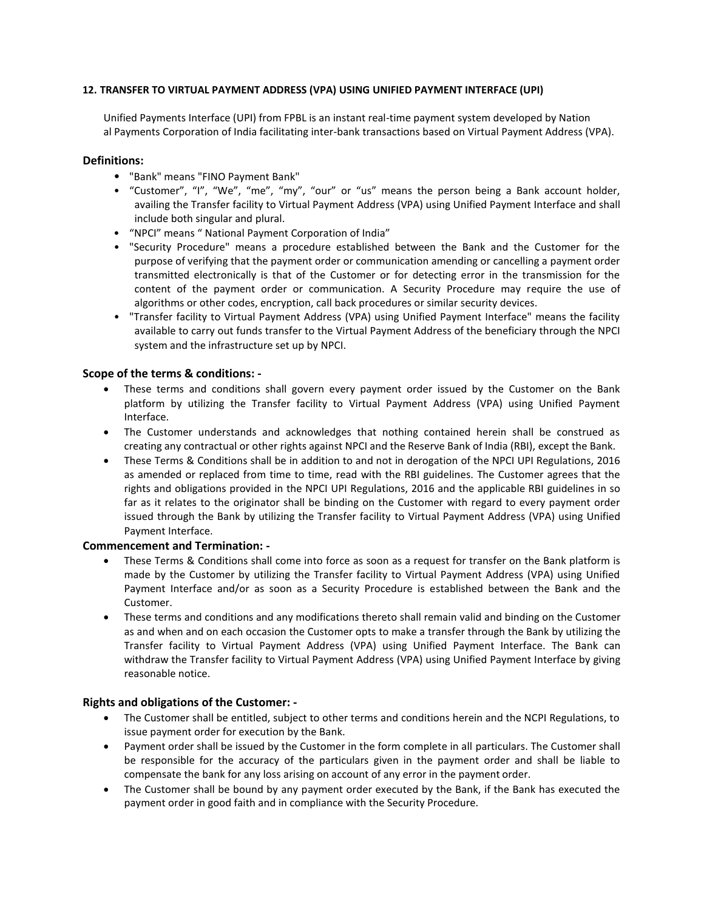**12. TRANSFER TO VIRTUAL PAYMENT ADDRESS (VPA) USING UNIFIED PAYMENT INTERFACE (UPI)**

Unified Payments Interface (UPI) from FPBL is an instant real-time payment system developed by Nation al Payments Corporation of India facilitating inter-bank transactions based on Virtual Payment Address (VPA).

### Definitions:

- "Bank" means "FINO Payment Bank"
- "Customer", "I", "We", "me", "my", "our" or "us" means the person being a Bank account holder, availing the Transfer facility to Virtual Payment Address (VPA) using Unified Payment Interface and shall include both singular and plural.
- "NPCI" means " National Payment Corporation of India"
- "Security Procedure" means a procedure established between the Bank and the Customer for the purpose of verifying that the payment order or communication amending or cancelling a payment order transmitted electronically is that of the Customer or for detecting error in the transmission for the content of the payment order or communication. A Security Procedure may require the use of algorithms or other codes, encryption, call back procedures or similar security devices.
- "Transfer facility to Virtual Payment Address (VPA) using Unified Payment Interface" means the facility available to carry out funds transfer to the Virtual Payment Address of the beneficiary through the NPCI system and the infrastructure set up by NPCI.

### Scope of the terms & conditions: -

- These terms and conditions shall govern every payment order issued by the Customer on the Bank platform by utilizing the Transfer facility to Virtual Payment Address (VPA) using Unified Payment Interface.
- The Customer understands and acknowledges that nothing contained herein shall be construed as creating any contractual or other rights against NPCI and the Reserve Bank of India (RBI), except the Bank.
- These Terms & Conditions shall be in addition to and not in derogation of the NPCI UPI Regulations, 2016 as amended or replaced from time to time, read with the RBI guidelines. The Customer agrees that the rights and obligations provided in the NPCI UPI Regulations, 2016 and the applicable RBI guidelines in so far as it relates to the originator shall be binding on the Customer with regard to every payment order issued through the Bank by utilizing the Transfer facility to Virtual Payment Address (VPA) using Unified Payment Interface.

### Commencement and Termination: -

- These Terms & Conditions shall come into force as soon as a request for transfer on the Bank platform is made by the Customer by utilizing the Transfer facility to Virtual Payment Address (VPA) using Unified Payment Interface and/or as soon as a Security Procedure is established between the Bank and the Customer.
- These terms and conditions and any modifications thereto shall remain valid and binding on the Customer as and when and on each occasion the Customer opts to make a transfer through the Bank by utilizing the Transfer facility to Virtual Payment Address (VPA) using Unified Payment Interface. The Bank can withdraw the Transfer facility to Virtual Payment Address (VPA) using Unified Payment Interface by giving reasonable notice.

### Rights and obligations of the Customer: -

- The Customer shall be entitled, subject to other terms and conditions herein and the NCPI Regulations, to issue payment order for execution by the Bank.
- Payment order shall be issued by the Customer in the form complete in all particulars. The Customer shall be responsible for the accuracy of the particulars given in the payment order and shall be liable to compensate the bank for any loss arising on account of any error in the payment order.
- The Customer shall be bound by any payment order executed by the Bank, if the Bank has executed the payment order in good faith and in compliance with the Security Procedure.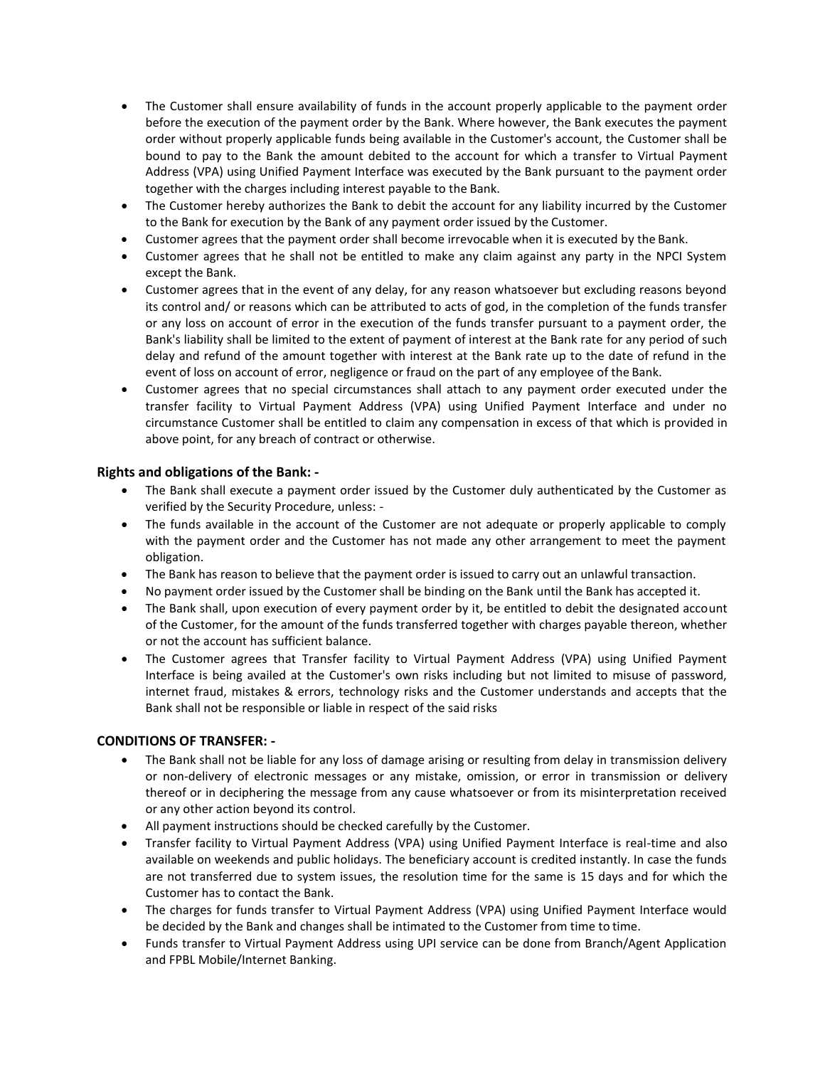- The Customer shall ensure availability of funds in the account properly applicable to the payment order before the execution of the payment order by the Bank. Where however, the Bank executes the payment order without properly applicable funds being available in the Customer's account, the Customer shall be bound to pay to the Bank the amount debited to the account for which a transfer to Virtual Payment Address (VPA) using Unified Payment Interface was executed by the Bank pursuant to the payment order together with the charges including interest payable to the Bank.
- The Customer hereby authorizes the Bank to debit the account for any liability incurred by the Customer to the Bank for execution by the Bank of any payment order issued by the Customer.
- Customer agrees that the payment order shall become irrevocable when it is executed by the Bank.
- Customer agrees that he shall not be entitled to make any claim against any party in the NPCI System except the Bank.
- Customer agrees that in the event of any delay, for any reason whatsoever but excluding reasons beyond its control and/ or reasons which can be attributed to acts of god, in the completion of the funds transfer or any loss on account of error in the execution of the funds transfer pursuant to a payment order, the Bank's liability shall be limited to the extent of payment of interest at the Bank rate for any period of such delay and refund of the amount together with interest at the Bank rate up to the date of refund in the event of loss on account of error, negligence or fraud on the part of any employee of the Bank.
- Customer agrees that no special circumstances shall attach to any payment order executed under the transfer facility to Virtual Payment Address (VPA) using Unified Payment Interface and under no circumstance Customer shall be entitled to claim any compensation in excess of that which is provided in above point, for any breach of contract or otherwise.

### Rights and obligations of the Bank: -

- The Bank shall execute a payment order issued by the Customer duly authenticated by the Customer as verified by the Security Procedure, unless: -
- The funds available in the account of the Customer are not adequate or properly applicable to comply with the payment order and the Customer has not made any other arrangement to meet the payment obligation.
- The Bank has reason to believe that the payment order is issued to carry out an unlawful transaction.
- No payment order issued by the Customer shall be binding on the Bank until the Bank has accepted it.
- The Bank shall, upon execution of every payment order by it, be entitled to debit the designated account of the Customer, for the amount of the funds transferred together with charges payable thereon, whether or not the account has sufficient balance.
- The Customer agrees that Transfer facility to Virtual Payment Address (VPA) using Unified Payment Interface is being availed at the Customer's own risks including but not limited to misuse of password, internet fraud, mistakes & errors, technology risks and the Customer understands and accepts that the Bank shall not be responsible or liable in respect of the said risks

### CONDITIONS OF TRANSFER: -

- The Bank shall not be liable for any loss of damage arising or resulting from delay in transmission delivery or non-delivery of electronic messages or any mistake, omission, or error in transmission or delivery thereof or in deciphering the message from any cause whatsoever or from its misinterpretation received or any other action beyond its control.
- All payment instructions should be checked carefully by the Customer.
- Transfer facility to Virtual Payment Address (VPA) using Unified Payment Interface is real-time and also available on weekends and public holidays. The beneficiary account is credited instantly. In case the funds are not transferred due to system issues, the resolution time for the same is 15 days and for which the Customer has to contact the Bank.
- The charges for funds transfer to Virtual Payment Address (VPA) using Unified Payment Interface would be decided by the Bank and changes shall be intimated to the Customer from time to time.
- Funds transfer to Virtual Payment Address using UPI service can be done from Branch/Agent Application and FPBL Mobile/Internet Banking.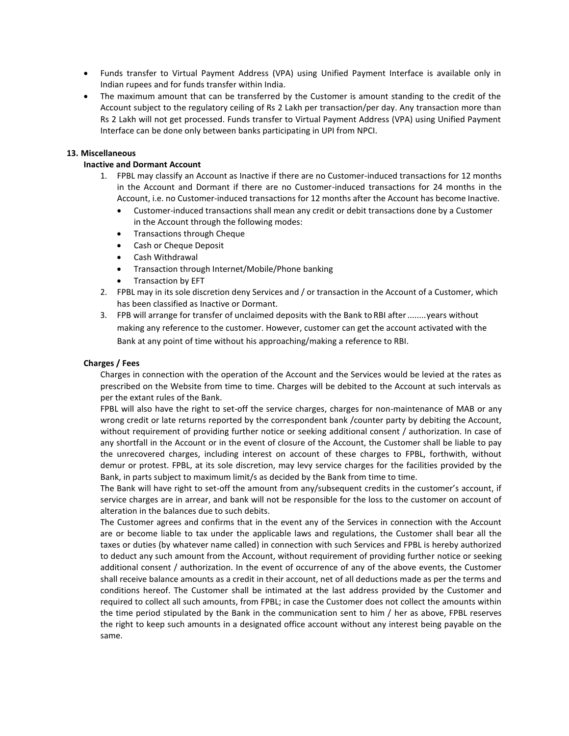- Funds transfer to Virtual Payment Address (VPA) using Unified Payment Interface is available only in Indian rupees and for funds transfer within India.
- The maximum amount that can be transferred by the Customer is amount standing to the credit of the Account subject to the regulatory ceiling of Rs 2 Lakh per transaction/per day. Any transaction more than Rs 2 Lakh will not get processed. Funds transfer to Virtual Payment Address (VPA) using Unified Payment Interface can be done only between banks participating in UPI from NPCI.

**13. Miscellaneous**

**Inactive and Dormant Account**

1. FPBL may classify an Account as Inactive if there are no Customer-induced transactions for 12 months in the Account and Dormant if there are no Customer-induced transactions for 24 months in the Account, i.e. no Customer-induced transactions for 12 months after the Account has become Inactive.
   - Customer-induced transactions shall mean any credit or debit transactions done by a Customer in the Account through the following modes:
   - Transactions through Cheque
   - Cash or Cheque Deposit
   - Cash Withdrawal
   - Transaction through Internet/Mobile/Phone banking
   - Transaction by EFT
2. FPBL may in its sole discretion deny Services and / or transaction in the Account of a Customer, which has been classified as Inactive or Dormant.
3. FPB will arrange for transfer of unclaimed deposits with the Bank to RBI after ........years without making any reference to the customer. However, customer can get the account activated with the Bank at any point of time without his approaching/making a reference to RBI.

**Charges / Fees**

Charges in connection with the operation of the Account and the Services would be levied at the rates as prescribed on the Website from time to time. Charges will be debited to the Account at such intervals as per the extant rules of the Bank.

FPBL will also have the right to set-off the service charges, charges for non-maintenance of MAB or any wrong credit or late returns reported by the correspondent bank /counter party by debiting the Account, without requirement of providing further notice or seeking additional consent / authorization. In case of any shortfall in the Account or in the event of closure of the Account, the Customer shall be liable to pay the unrecovered charges, including interest on account of these charges to FPBL, forthwith, without demur or protest. FPBL, at its sole discretion, may levy service charges for the facilities provided by the Bank, in parts subject to maximum limit/s as decided by the Bank from time to time.

The Bank will have right to set-off the amount from any/subsequent credits in the customer's account, if service charges are in arrear, and bank will not be responsible for the loss to the customer on account of alteration in the balances due to such debits.

The Customer agrees and confirms that in the event any of the Services in connection with the Account are or become liable to tax under the applicable laws and regulations, the Customer shall bear all the taxes or duties (by whatever name called) in connection with such Services and FPBL is hereby authorized to deduct any such amount from the Account, without requirement of providing further notice or seeking additional consent / authorization. In the event of occurrence of any of the above events, the Customer shall receive balance amounts as a credit in their account, net of all deductions made as per the terms and conditions hereof. The Customer shall be intimated at the last address provided by the Customer and required to collect all such amounts, from FPBL; in case the Customer does not collect the amounts within the time period stipulated by the Bank in the communication sent to him / her as above, FPBL reserves the right to keep such amounts in a designated office account without any interest being payable on the same.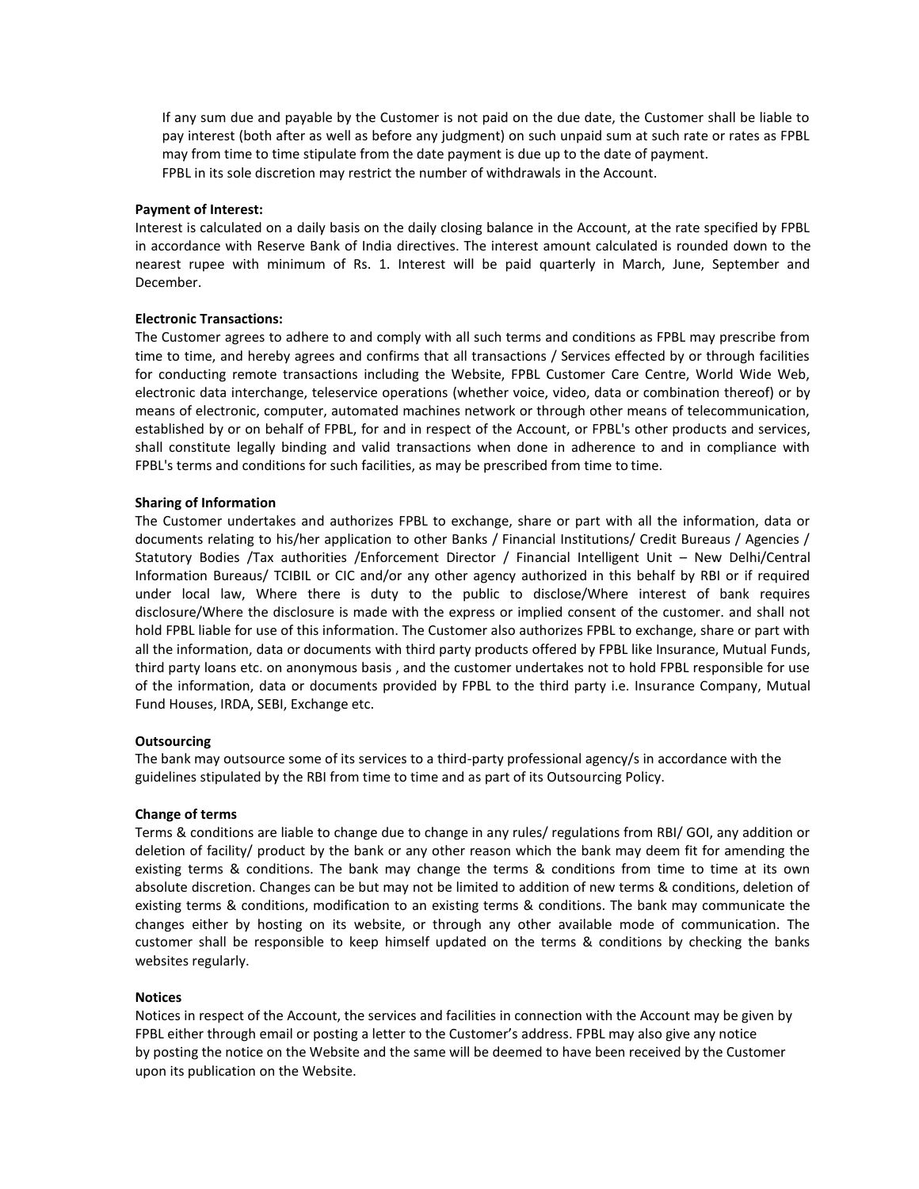If any sum due and payable by the Customer is not paid on the due date, the Customer shall be liable to pay interest (both after as well as before any judgment) on such unpaid sum at such rate or rates as FPBL may from time to time stipulate from the date payment is due up to the date of payment.
FPBL in its sole discretion may restrict the number of withdrawals in the Account.

**Payment of Interest:**
Interest is calculated on a daily basis on the daily closing balance in the Account, at the rate specified by FPBL in accordance with Reserve Bank of India directives. The interest amount calculated is rounded down to the nearest rupee with minimum of Rs. 1. Interest will be paid quarterly in March, June, September and December.

**Electronic Transactions:**
The Customer agrees to adhere to and comply with all such terms and conditions as FPBL may prescribe from time to time, and hereby agrees and confirms that all transactions / Services effected by or through facilities for conducting remote transactions including the Website, FPBL Customer Care Centre, World Wide Web, electronic data interchange, teleservice operations (whether voice, video, data or combination thereof) or by means of electronic, computer, automated machines network or through other means of telecommunication, established by or on behalf of FPBL, for and in respect of the Account, or FPBL's other products and services, shall constitute legally binding and valid transactions when done in adherence to and in compliance with FPBL's terms and conditions for such facilities, as may be prescribed from time to time.

**Sharing of Information**
The Customer undertakes and authorizes FPBL to exchange, share or part with all the information, data or documents relating to his/her application to other Banks / Financial Institutions/ Credit Bureaus / Agencies / Statutory Bodies /Tax authorities /Enforcement Director / Financial Intelligent Unit – New Delhi/Central Information Bureaus/ TCIBIL or CIC and/or any other agency authorized in this behalf by RBI or if required under local law, Where there is duty to the public to disclose/Where interest of bank requires disclosure/Where the disclosure is made with the express or implied consent of the customer. and shall not hold FPBL liable for use of this information. The Customer also authorizes FPBL to exchange, share or part with all the information, data or documents with third party products offered by FPBL like Insurance, Mutual Funds, third party loans etc. on anonymous basis , and the customer undertakes not to hold FPBL responsible for use of the information, data or documents provided by FPBL to the third party i.e. Insurance Company, Mutual Fund Houses, IRDA, SEBI, Exchange etc.

**Outsourcing**
The bank may outsource some of its services to a third-party professional agency/s in accordance with the guidelines stipulated by the RBI from time to time and as part of its Outsourcing Policy.

**Change of terms**
Terms & conditions are liable to change due to change in any rules/ regulations from RBI/ GOI, any addition or deletion of facility/ product by the bank or any other reason which the bank may deem fit for amending the existing terms & conditions. The bank may change the terms & conditions from time to time at its own absolute discretion. Changes can be but may not be limited to addition of new terms & conditions, deletion of existing terms & conditions, modification to an existing terms & conditions. The bank may communicate the changes either by hosting on its website, or through any other available mode of communication. The customer shall be responsible to keep himself updated on the terms & conditions by checking the banks websites regularly.

**Notices**
Notices in respect of the Account, the services and facilities in connection with the Account may be given by FPBL either through email or posting a letter to the Customer's address. FPBL may also give any notice by posting the notice on the Website and the same will be deemed to have been received by the Customer upon its publication on the Website.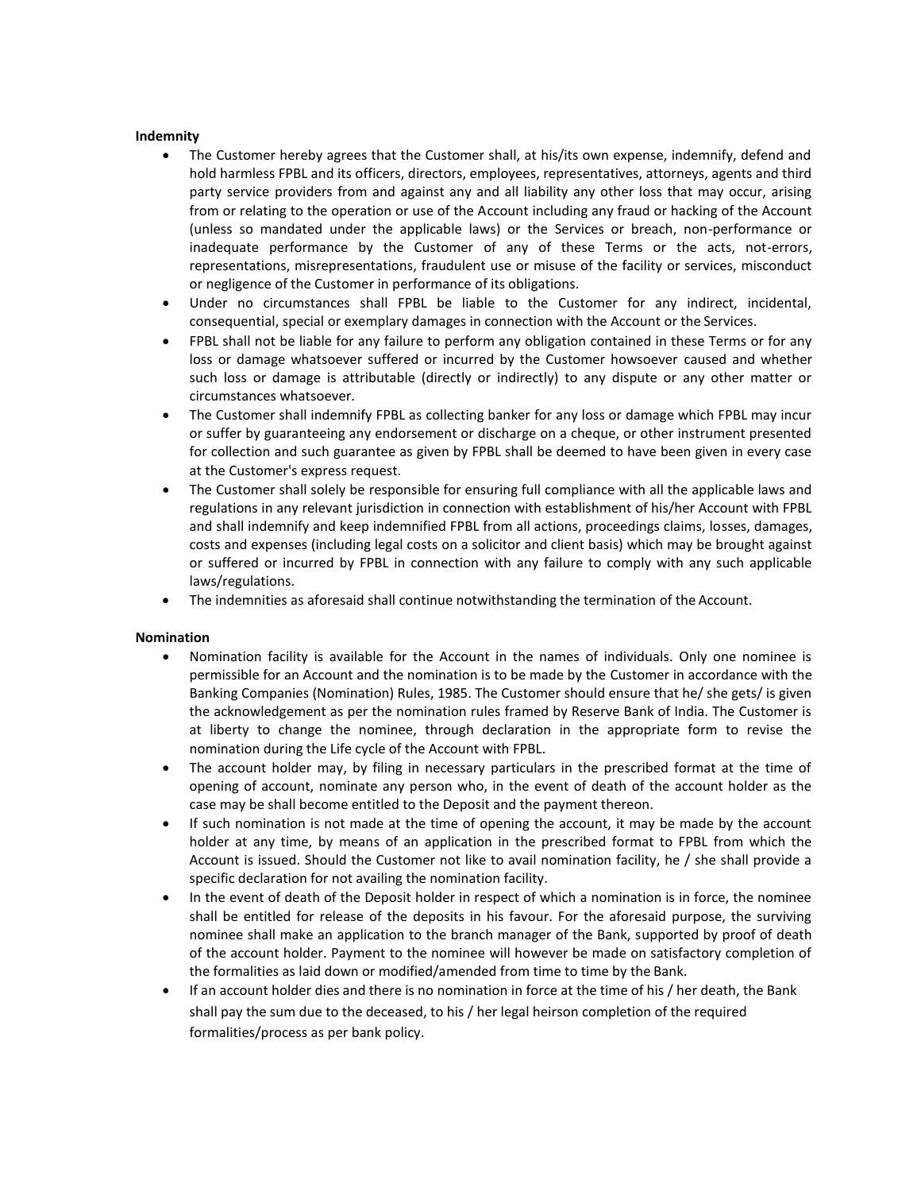**Indemnity**

- The Customer hereby agrees that the Customer shall, at his/its own expense, indemnify, defend and hold harmless FPBL and its officers, directors, employees, representatives, attorneys, agents and third party service providers from and against any and all liability any other loss that may occur, arising from or relating to the operation or use of the Account including any fraud or hacking of the Account (unless so mandated under the applicable laws) or the Services or breach, non-performance or inadequate performance by the Customer of any of these Terms or the acts, not-errors, representations, misrepresentations, fraudulent use or misuse of the facility or services, misconduct or negligence of the Customer in performance of its obligations.
- Under no circumstances shall FPBL be liable to the Customer for any indirect, incidental, consequential, special or exemplary damages in connection with the Account or the Services.
- FPBL shall not be liable for any failure to perform any obligation contained in these Terms or for any loss or damage whatsoever suffered or incurred by the Customer howsoever caused and whether such loss or damage is attributable (directly or indirectly) to any dispute or any other matter or circumstances whatsoever.
- The Customer shall indemnify FPBL as collecting banker for any loss or damage which FPBL may incur or suffer by guaranteeing any endorsement or discharge on a cheque, or other instrument presented for collection and such guarantee as given by FPBL shall be deemed to have been given in every case at the Customer's express request.
- The Customer shall solely be responsible for ensuring full compliance with all the applicable laws and regulations in any relevant jurisdiction in connection with establishment of his/her Account with FPBL and shall indemnify and keep indemnified FPBL from all actions, proceedings claims, losses, damages, costs and expenses (including legal costs on a solicitor and client basis) which may be brought against or suffered or incurred by FPBL in connection with any failure to comply with any such applicable laws/regulations.
- The indemnities as aforesaid shall continue notwithstanding the termination of the Account.

**Nomination**

- Nomination facility is available for the Account in the names of individuals. Only one nominee is permissible for an Account and the nomination is to be made by the Customer in accordance with the Banking Companies (Nomination) Rules, 1985. The Customer should ensure that he/ she gets/ is given the acknowledgement as per the nomination rules framed by Reserve Bank of India. The Customer is at liberty to change the nominee, through declaration in the appropriate form to revise the nomination during the Life cycle of the Account with FPBL.
- The account holder may, by filing in necessary particulars in the prescribed format at the time of opening of account, nominate any person who, in the event of death of the account holder as the case may be shall become entitled to the Deposit and the payment thereon.
- If such nomination is not made at the time of opening the account, it may be made by the account holder at any time, by means of an application in the prescribed format to FPBL from which the Account is issued. Should the Customer not like to avail nomination facility, he / she shall provide a specific declaration for not availing the nomination facility.
- In the event of death of the Deposit holder in respect of which a nomination is in force, the nominee shall be entitled for release of the deposits in his favour. For the aforesaid purpose, the surviving nominee shall make an application to the branch manager of the Bank, supported by proof of death of the account holder. Payment to the nominee will however be made on satisfactory completion of the formalities as laid down or modified/amended from time to time by the Bank.
- If an account holder dies and there is no nomination in force at the time of his / her death, the Bank shall pay the sum due to the deceased, to his / her legal heirson completion of the required formalities/process as per bank policy.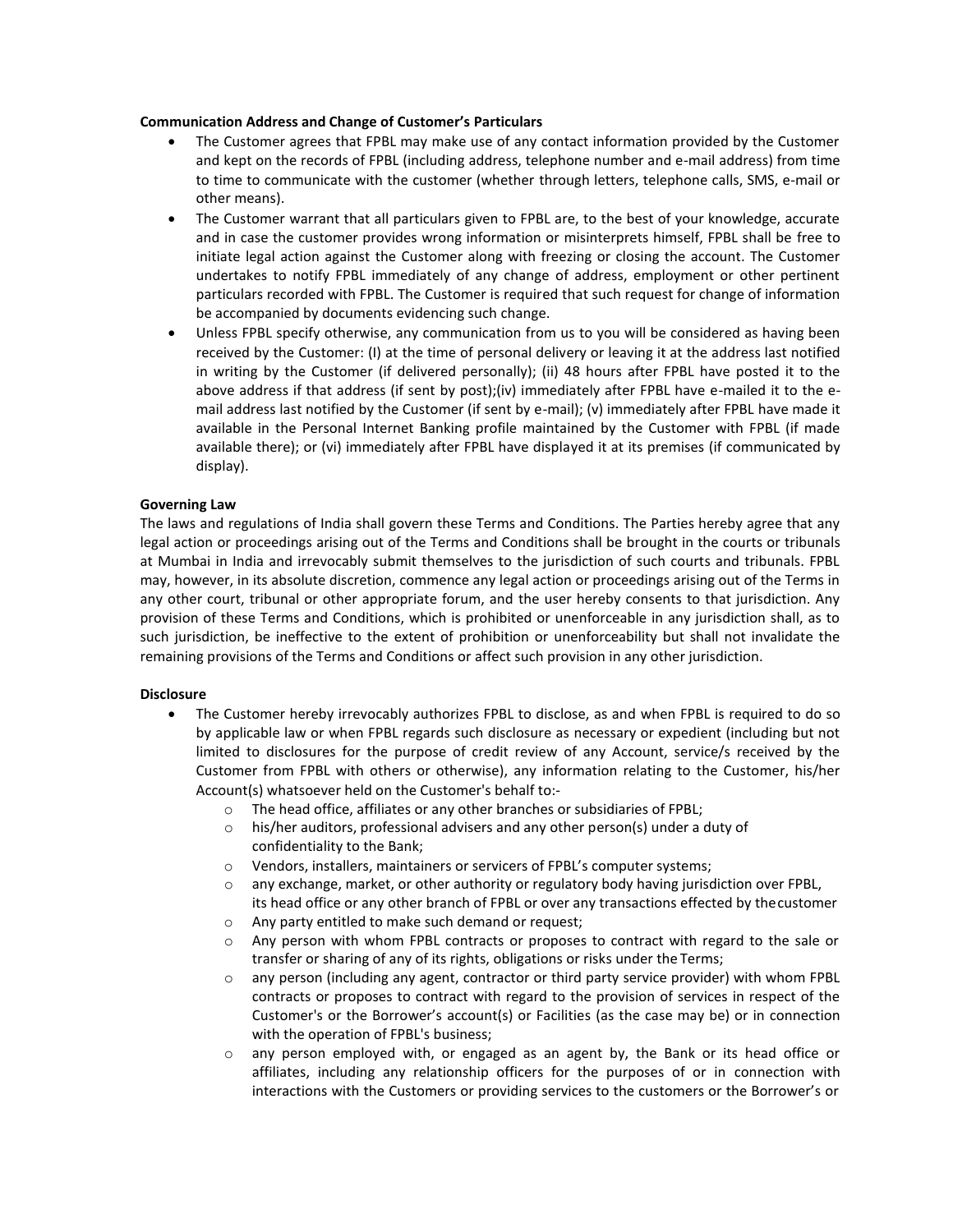**Communication Address and Change of Customer's Particulars**

- The Customer agrees that FPBL may make use of any contact information provided by the Customer and kept on the records of FPBL (including address, telephone number and e-mail address) from time to time to communicate with the customer (whether through letters, telephone calls, SMS, e-mail or other means).
- The Customer warrant that all particulars given to FPBL are, to the best of your knowledge, accurate and in case the customer provides wrong information or misinterprets himself, FPBL shall be free to initiate legal action against the Customer along with freezing or closing the account. The Customer undertakes to notify FPBL immediately of any change of address, employment or other pertinent particulars recorded with FPBL. The Customer is required that such request for change of information be accompanied by documents evidencing such change.
- Unless FPBL specify otherwise, any communication from us to you will be considered as having been received by the Customer: (I) at the time of personal delivery or leaving it at the address last notified in writing by the Customer (if delivered personally); (ii) 48 hours after FPBL have posted it to the above address if that address (if sent by post);(iv) immediately after FPBL have e-mailed it to the e-mail address last notified by the Customer (if sent by e-mail); (v) immediately after FPBL have made it available in the Personal Internet Banking profile maintained by the Customer with FPBL (if made available there); or (vi) immediately after FPBL have displayed it at its premises (if communicated by display).

**Governing Law**

The laws and regulations of India shall govern these Terms and Conditions. The Parties hereby agree that any legal action or proceedings arising out of the Terms and Conditions shall be brought in the courts or tribunals at Mumbai in India and irrevocably submit themselves to the jurisdiction of such courts and tribunals. FPBL may, however, in its absolute discretion, commence any legal action or proceedings arising out of the Terms in any other court, tribunal or other appropriate forum, and the user hereby consents to that jurisdiction. Any provision of these Terms and Conditions, which is prohibited or unenforceable in any jurisdiction shall, as to such jurisdiction, be ineffective to the extent of prohibition or unenforceability but shall not invalidate the remaining provisions of the Terms and Conditions or affect such provision in any other jurisdiction.

**Disclosure**

- The Customer hereby irrevocably authorizes FPBL to disclose, as and when FPBL is required to do so by applicable law or when FPBL regards such disclosure as necessary or expedient (including but not limited to disclosures for the purpose of credit review of any Account, service/s received by the Customer from FPBL with others or otherwise), any information relating to the Customer, his/her Account(s) whatsoever held on the Customer's behalf to:-
  - The head office, affiliates or any other branches or subsidiaries of FPBL;
  - his/her auditors, professional advisers and any other person(s) under a duty of confidentiality to the Bank;
  - Vendors, installers, maintainers or servicers of FPBL's computer systems;
  - any exchange, market, or other authority or regulatory body having jurisdiction over FPBL, its head office or any other branch of FPBL or over any transactions effected by the customer
  - Any party entitled to make such demand or request;
  - Any person with whom FPBL contracts or proposes to contract with regard to the sale or transfer or sharing of any of its rights, obligations or risks under the Terms;
  - any person (including any agent, contractor or third party service provider) with whom FPBL contracts or proposes to contract with regard to the provision of services in respect of the Customer's or the Borrower's account(s) or Facilities (as the case may be) or in connection with the operation of FPBL's business;
  - any person employed with, or engaged as an agent by, the Bank or its head office or affiliates, including any relationship officers for the purposes of or in connection with interactions with the Customers or providing services to the customers or the Borrower's or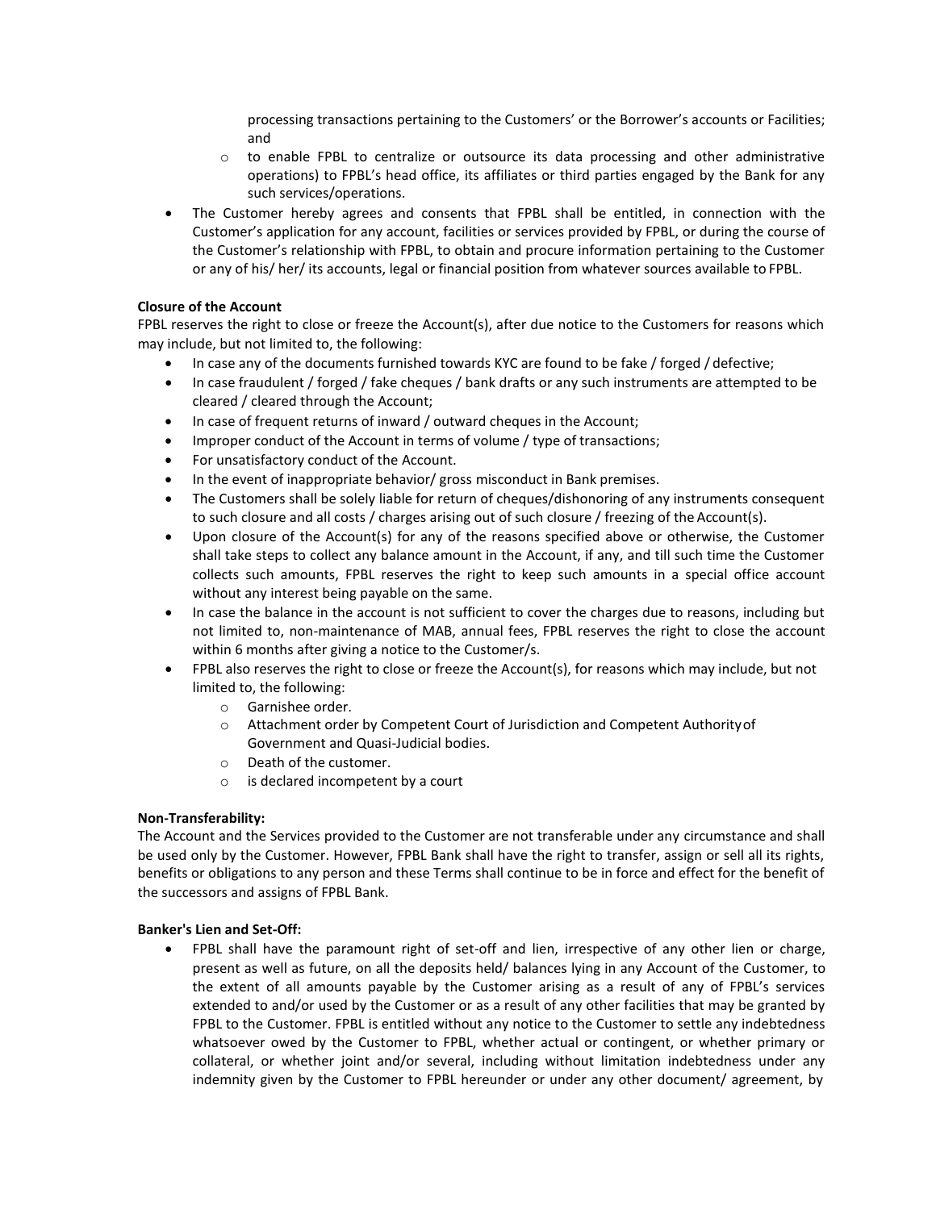processing transactions pertaining to the Customers' or the Borrower's accounts or Facilities; and

  - to enable FPBL to centralize or outsource its data processing and other administrative operations) to FPBL's head office, its affiliates or third parties engaged by the Bank for any such services/operations.

- The Customer hereby agrees and consents that FPBL shall be entitled, in connection with the Customer's application for any account, facilities or services provided by FPBL, or during the course of the Customer's relationship with FPBL, to obtain and procure information pertaining to the Customer or any of his/ her/ its accounts, legal or financial position from whatever sources available to FPBL.

**Closure of the Account**

FPBL reserves the right to close or freeze the Account(s), after due notice to the Customers for reasons which may include, but not limited to, the following:

- In case any of the documents furnished towards KYC are found to be fake / forged / defective;
- In case fraudulent / forged / fake cheques / bank drafts or any such instruments are attempted to be cleared / cleared through the Account;
- In case of frequent returns of inward / outward cheques in the Account;
- Improper conduct of the Account in terms of volume / type of transactions;
- For unsatisfactory conduct of the Account.
- In the event of inappropriate behavior/ gross misconduct in Bank premises.
- The Customers shall be solely liable for return of cheques/dishonoring of any instruments consequent to such closure and all costs / charges arising out of such closure / freezing of the Account(s).
- Upon closure of the Account(s) for any of the reasons specified above or otherwise, the Customer shall take steps to collect any balance amount in the Account, if any, and till such time the Customer collects such amounts, FPBL reserves the right to keep such amounts in a special office account without any interest being payable on the same.
- In case the balance in the account is not sufficient to cover the charges due to reasons, including but not limited to, non-maintenance of MAB, annual fees, FPBL reserves the right to close the account within 6 months after giving a notice to the Customer/s.
- FPBL also reserves the right to close or freeze the Account(s), for reasons which may include, but not limited to, the following:
  - Garnishee order.
  - Attachment order by Competent Court of Jurisdiction and Competent Authority of Government and Quasi-Judicial bodies.
  - Death of the customer.
  - is declared incompetent by a court

**Non-Transferability:**

The Account and the Services provided to the Customer are not transferable under any circumstance and shall be used only by the Customer. However, FPBL Bank shall have the right to transfer, assign or sell all its rights, benefits or obligations to any person and these Terms shall continue to be in force and effect for the benefit of the successors and assigns of FPBL Bank.

**Banker's Lien and Set-Off:**

- FPBL shall have the paramount right of set-off and lien, irrespective of any other lien or charge, present as well as future, on all the deposits held/ balances lying in any Account of the Customer, to the extent of all amounts payable by the Customer arising as a result of any of FPBL's services extended to and/or used by the Customer or as a result of any other facilities that may be granted by FPBL to the Customer. FPBL is entitled without any notice to the Customer to settle any indebtedness whatsoever owed by the Customer to FPBL, whether actual or contingent, or whether primary or collateral, or whether joint and/or several, including without limitation indebtedness under any indemnity given by the Customer to FPBL hereunder or under any other document/ agreement, by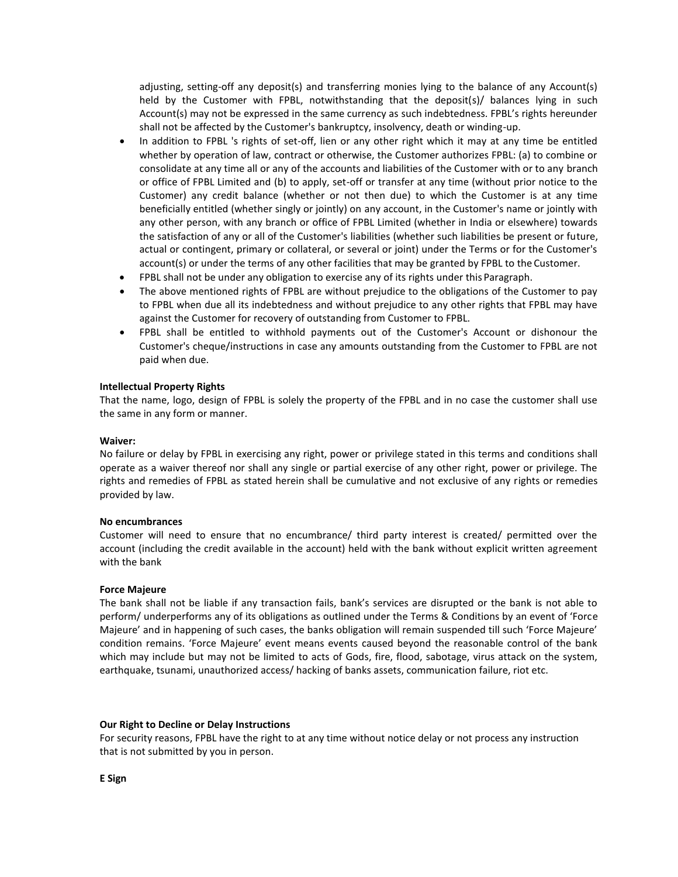adjusting, setting-off any deposit(s) and transferring monies lying to the balance of any Account(s) held by the Customer with FPBL, notwithstanding that the deposit(s)/ balances lying in such Account(s) may not be expressed in the same currency as such indebtedness. FPBL's rights hereunder shall not be affected by the Customer's bankruptcy, insolvency, death or winding-up.

- In addition to FPBL 's rights of set-off, lien or any other right which it may at any time be entitled whether by operation of law, contract or otherwise, the Customer authorizes FPBL: (a) to combine or consolidate at any time all or any of the accounts and liabilities of the Customer with or to any branch or office of FPBL Limited and (b) to apply, set-off or transfer at any time (without prior notice to the Customer) any credit balance (whether or not then due) to which the Customer is at any time beneficially entitled (whether singly or jointly) on any account, in the Customer's name or jointly with any other person, with any branch or office of FPBL Limited (whether in India or elsewhere) towards the satisfaction of any or all of the Customer's liabilities (whether such liabilities be present or future, actual or contingent, primary or collateral, or several or joint) under the Terms or for the Customer's account(s) or under the terms of any other facilities that may be granted by FPBL to the Customer.
- FPBL shall not be under any obligation to exercise any of its rights under this Paragraph.
- The above mentioned rights of FPBL are without prejudice to the obligations of the Customer to pay to FPBL when due all its indebtedness and without prejudice to any other rights that FPBL may have against the Customer for recovery of outstanding from Customer to FPBL.
- FPBL shall be entitled to withhold payments out of the Customer's Account or dishonour the Customer's cheque/instructions in case any amounts outstanding from the Customer to FPBL are not paid when due.

**Intellectual Property Rights**

That the name, logo, design of FPBL is solely the property of the FPBL and in no case the customer shall use the same in any form or manner.

**Waiver:**

No failure or delay by FPBL in exercising any right, power or privilege stated in this terms and conditions shall operate as a waiver thereof nor shall any single or partial exercise of any other right, power or privilege. The rights and remedies of FPBL as stated herein shall be cumulative and not exclusive of any rights or remedies provided by law.

**No encumbrances**

Customer will need to ensure that no encumbrance/ third party interest is created/ permitted over the account (including the credit available in the account) held with the bank without explicit written agreement with the bank

**Force Majeure**

The bank shall not be liable if any transaction fails, bank's services are disrupted or the bank is not able to perform/ underperforms any of its obligations as outlined under the Terms & Conditions by an event of 'Force Majeure' and in happening of such cases, the banks obligation will remain suspended till such 'Force Majeure' condition remains. 'Force Majeure' event means events caused beyond the reasonable control of the bank which may include but may not be limited to acts of Gods, fire, flood, sabotage, virus attack on the system, earthquake, tsunami, unauthorized access/ hacking of banks assets, communication failure, riot etc.

**Our Right to Decline or Delay Instructions**

For security reasons, FPBL have the right to at any time without notice delay or not process any instruction that is not submitted by you in person.

**E Sign**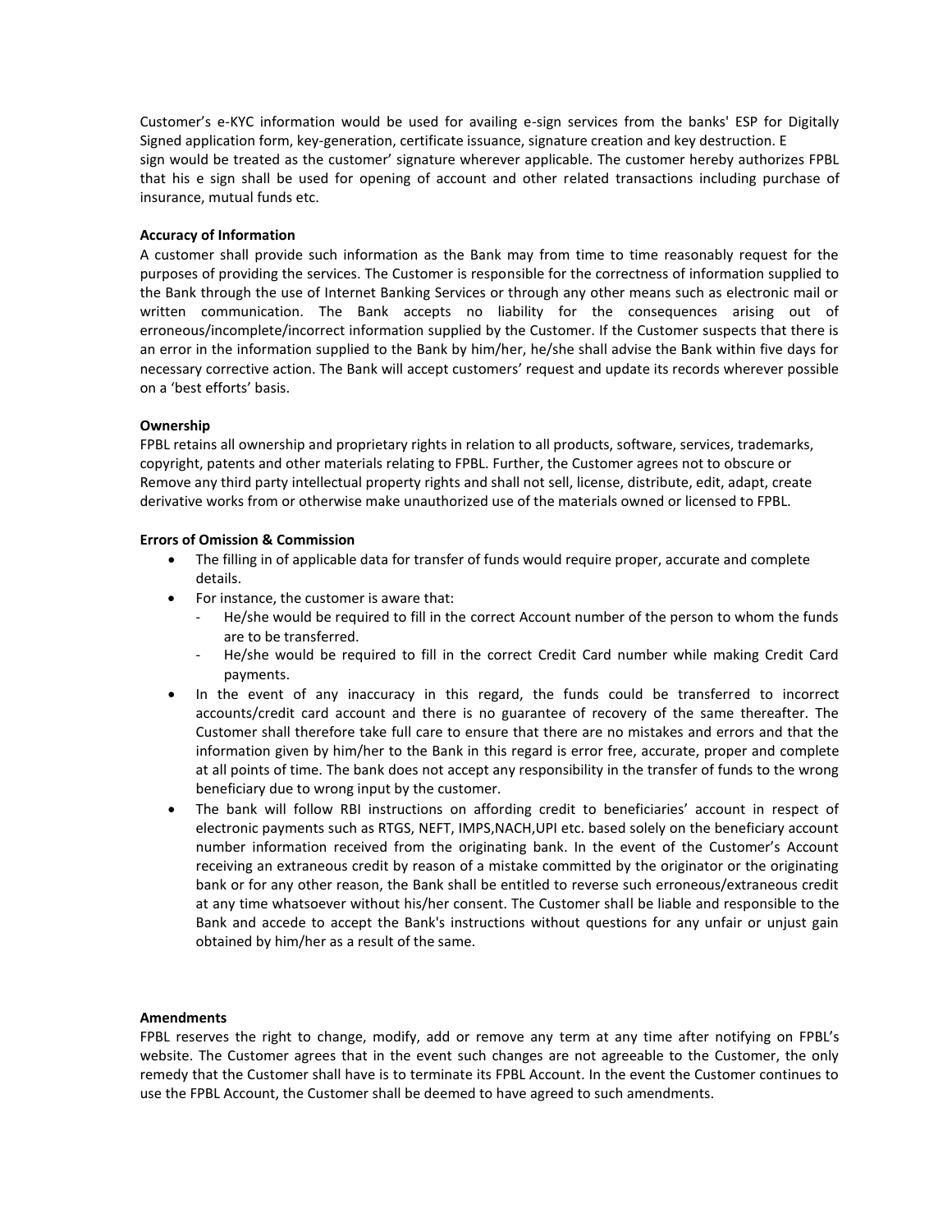Customer's e-KYC information would be used for availing e-sign services from the banks' ESP for Digitally Signed application form, key-generation, certificate issuance, signature creation and key destruction. E sign would be treated as the customer' signature wherever applicable. The customer hereby authorizes FPBL that his e sign shall be used for opening of account and other related transactions including purchase of insurance, mutual funds etc.

**Accuracy of Information**

A customer shall provide such information as the Bank may from time to time reasonably request for the purposes of providing the services. The Customer is responsible for the correctness of information supplied to the Bank through the use of Internet Banking Services or through any other means such as electronic mail or written communication. The Bank accepts no liability for the consequences arising out of erroneous/incomplete/incorrect information supplied by the Customer. If the Customer suspects that there is an error in the information supplied to the Bank by him/her, he/she shall advise the Bank within five days for necessary corrective action. The Bank will accept customers' request and update its records wherever possible on a 'best efforts' basis.

**Ownership**

FPBL retains all ownership and proprietary rights in relation to all products, software, services, trademarks, copyright, patents and other materials relating to FPBL. Further, the Customer agrees not to obscure or Remove any third party intellectual property rights and shall not sell, license, distribute, edit, adapt, create derivative works from or otherwise make unauthorized use of the materials owned or licensed to FPBL.

**Errors of Omission & Commission**

- The filling in of applicable data for transfer of funds would require proper, accurate and complete details.
- For instance, the customer is aware that:
  - He/she would be required to fill in the correct Account number of the person to whom the funds are to be transferred.
  - He/she would be required to fill in the correct Credit Card number while making Credit Card payments.
- In the event of any inaccuracy in this regard, the funds could be transferred to incorrect accounts/credit card account and there is no guarantee of recovery of the same thereafter. The Customer shall therefore take full care to ensure that there are no mistakes and errors and that the information given by him/her to the Bank in this regard is error free, accurate, proper and complete at all points of time. The bank does not accept any responsibility in the transfer of funds to the wrong beneficiary due to wrong input by the customer.
- The bank will follow RBI instructions on affording credit to beneficiaries' account in respect of electronic payments such as RTGS, NEFT, IMPS,NACH,UPI etc. based solely on the beneficiary account number information received from the originating bank. In the event of the Customer's Account receiving an extraneous credit by reason of a mistake committed by the originator or the originating bank or for any other reason, the Bank shall be entitled to reverse such erroneous/extraneous credit at any time whatsoever without his/her consent. The Customer shall be liable and responsible to the Bank and accede to accept the Bank's instructions without questions for any unfair or unjust gain obtained by him/her as a result of the same.

**Amendments**

FPBL reserves the right to change, modify, add or remove any term at any time after notifying on FPBL's website. The Customer agrees that in the event such changes are not agreeable to the Customer, the only remedy that the Customer shall have is to terminate its FPBL Account. In the event the Customer continues to use the FPBL Account, the Customer shall be deemed to have agreed to such amendments.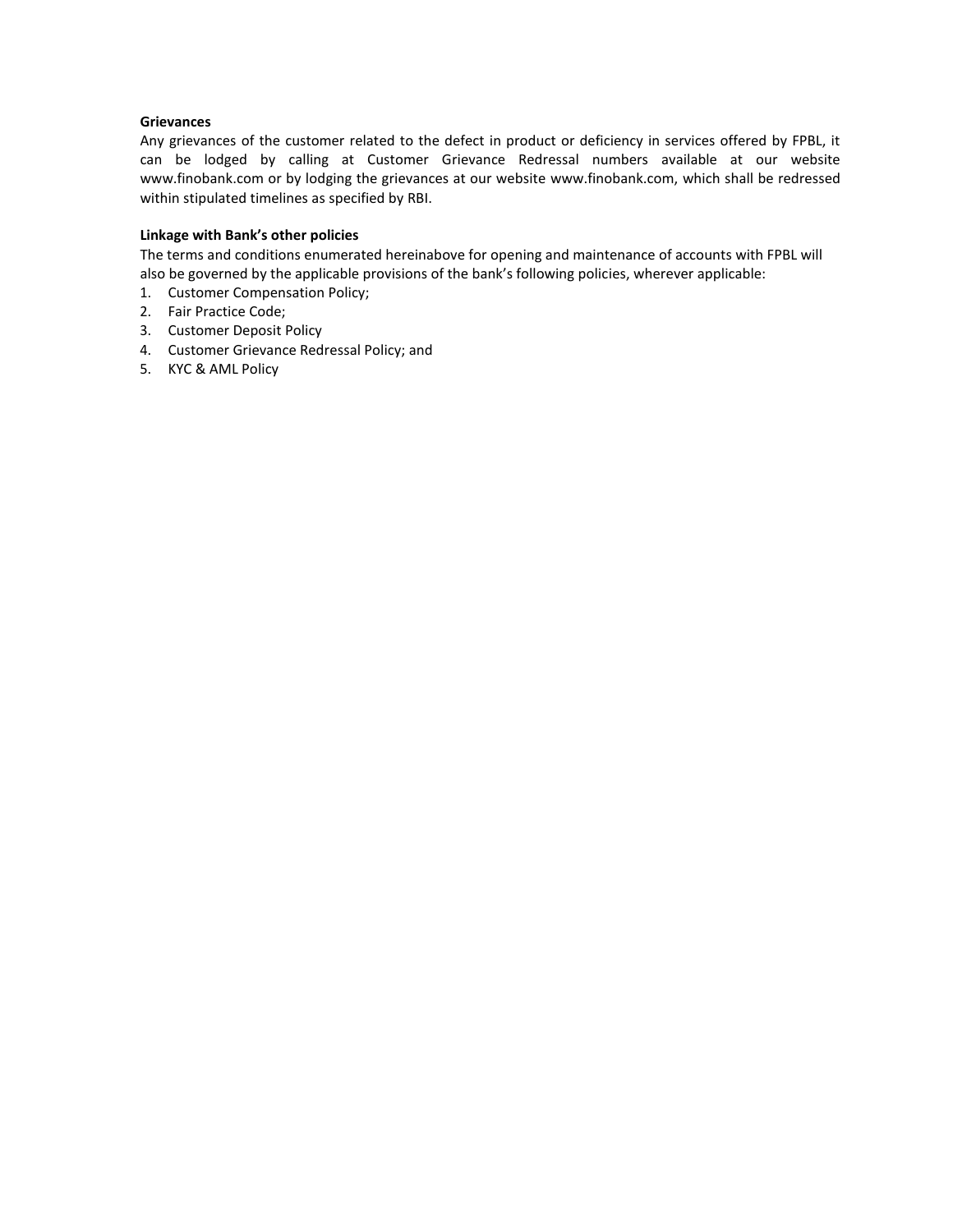**Grievances**

Any grievances of the customer related to the defect in product or deficiency in services offered by FPBL, it can be lodged by calling at Customer Grievance Redressal numbers available at our website www.finobank.com or by lodging the grievances at our website www.finobank.com, which shall be redressed within stipulated timelines as specified by RBI.

**Linkage with Bank's other policies**

The terms and conditions enumerated hereinabove for opening and maintenance of accounts with FPBL will also be governed by the applicable provisions of the bank's following policies, wherever applicable:

1. Customer Compensation Policy;
2. Fair Practice Code;
3. Customer Deposit Policy
4. Customer Grievance Redressal Policy; and
5. KYC & AML Policy